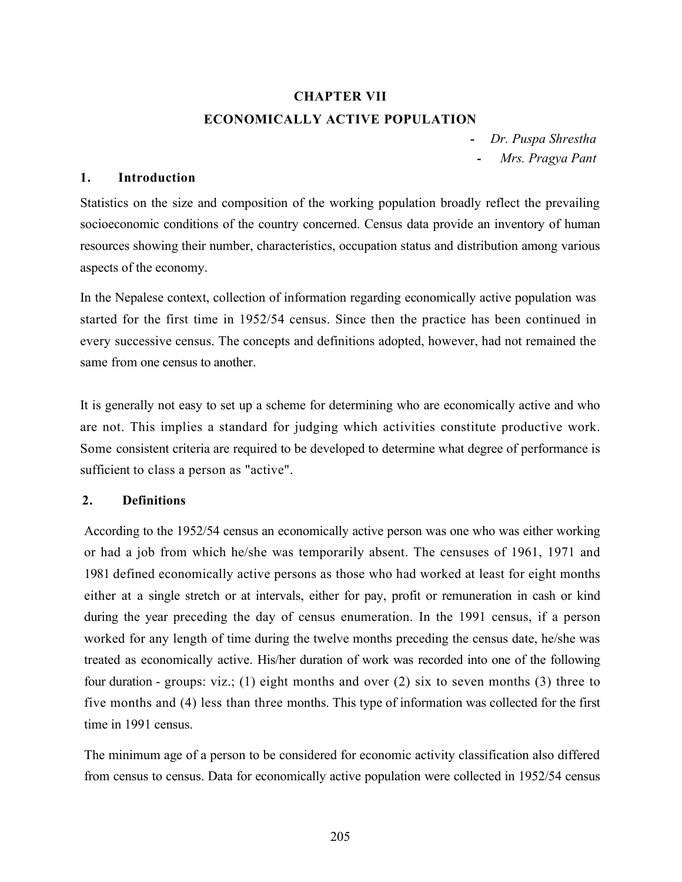# CHAPTER VII

# ECONOMICALLY ACTIVE POPULATION

- *Dr. Puspa Shrestha*
- *Mrs. Pragya Pant*

## 1. Introduction

Statistics on the size and composition of the working population broadly reflect the prevailing socioeconomic conditions of the country concerned. Census data provide an inventory of human resources showing their number, characteristics, occupation status and distribution among various aspects of the economy.

In the Nepalese context, collection of information regarding economically active population was started for the first time in 1952/54 census. Since then the practice has been continued in every successive census. The concepts and definitions adopted, however, had not remained the same from one census to another.

It is generally not easy to set up a scheme for determining who are economically active and who are not. This implies a standard for judging which activities constitute productive work. Some consistent criteria are required to be developed to determine what degree of performance is sufficient to class a person as "active".

## 2. Definitions

According to the 1952/54 census an economically active person was one who was either working or had a job from which he/she was temporarily absent. The censuses of 1961, 1971 and 1981 defined economically active persons as those who had worked at least for eight months either at a single stretch or at intervals, either for pay, profit or remuneration in cash or kind during the year preceding the day of census enumeration. In the 1991 census, if a person worked for any length of time during the twelve months preceding the census date, he/she was treated as economically active. His/her duration of work was recorded into one of the following four duration - groups: viz.; (1) eight months and over (2) six to seven months (3) three to five months and (4) less than three months. This type of information was collected for the first time in 1991 census.

The minimum age of a person to be considered for economic activity classification also differed from census to census. Data for economically active population were collected in 1952/54 census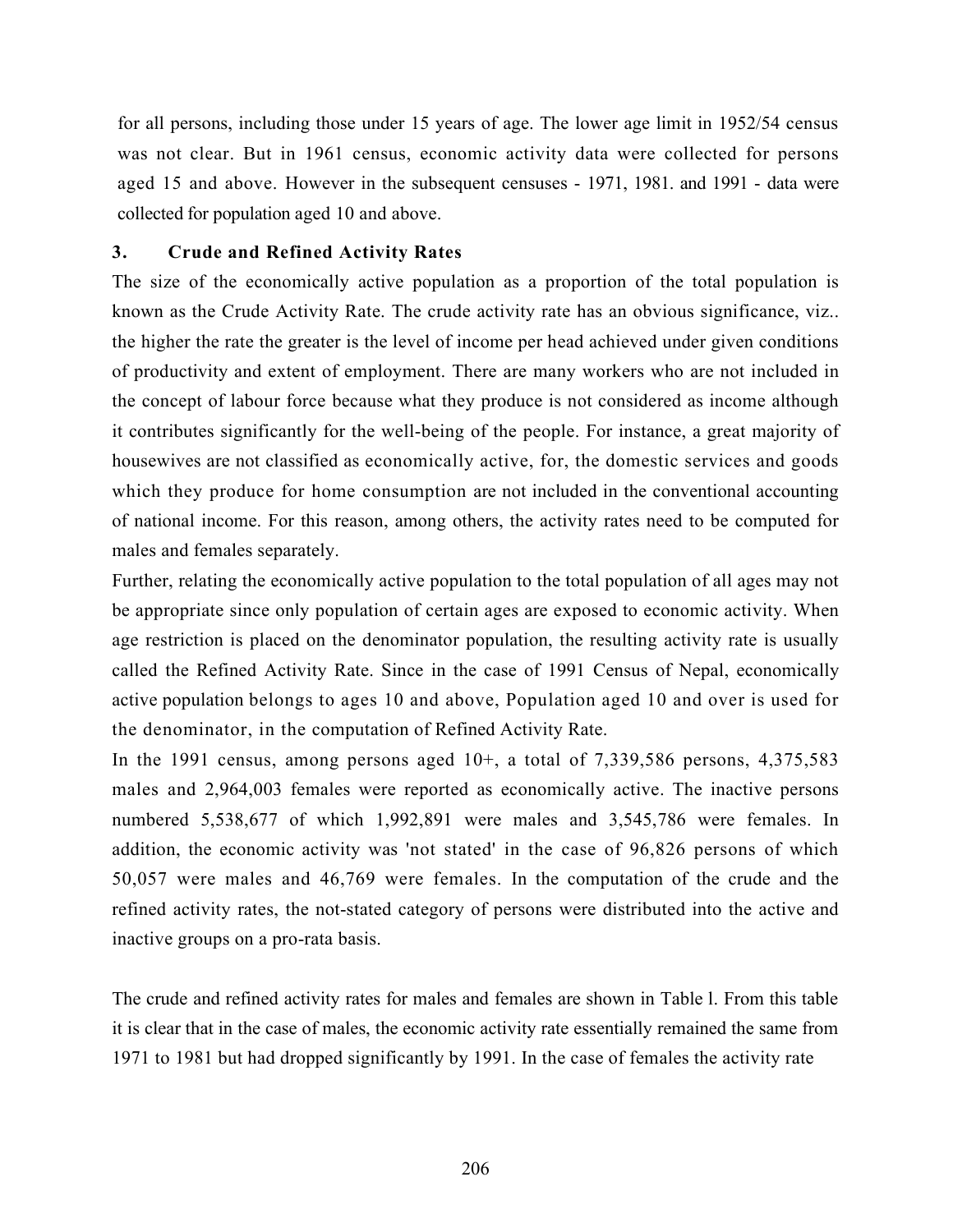for all persons, including those under 15 years of age. The lower age limit in 1952/54 census was not clear. But in 1961 census, economic activity data were collected for persons aged 15 and above. However in the subsequent censuses - 1971, 1981. and 1991 - data were collected for population aged 10 and above.

### 3. Crude and Refined Activity Rates

The size of the economically active population as a proportion of the total population is known as the Crude Activity Rate. The crude activity rate has an obvious significance, viz.. the higher the rate the greater is the level of income per head achieved under given conditions of productivity and extent of employment. There are many workers who are not included in the concept of labour force because what they produce is not considered as income although it contributes significantly for the well-being of the people. For instance, a great majority of housewives are not classified as economically active, for, the domestic services and goods which they produce for home consumption are not included in the conventional accounting of national income. For this reason, among others, the activity rates need to be computed for males and females separately.

Further, relating the economically active population to the total population of all ages may not be appropriate since only population of certain ages are exposed to economic activity. When age restriction is placed on the denominator population, the resulting activity rate is usually called the Refined Activity Rate. Since in the case of 1991 Census of Nepal, economically active population belongs to ages 10 and above, Population aged 10 and over is used for the denominator, in the computation of Refined Activity Rate.

In the 1991 census, among persons aged 10+, a total of 7,339,586 persons, 4,375,583 males and 2,964,003 females were reported as economically active. The inactive persons numbered 5,538,677 of which 1,992,891 were males and 3,545,786 were females. In addition, the economic activity was 'not stated' in the case of 96,826 persons of which 50,057 were males and 46,769 were females. In the computation of the crude and the refined activity rates, the not-stated category of persons were distributed into the active and inactive groups on a pro-rata basis.

The crude and refined activity rates for males and females are shown in Table l. From this table it is clear that in the case of males, the economic activity rate essentially remained the same from 1971 to 1981 but had dropped significantly by 1991. In the case of females the activity rate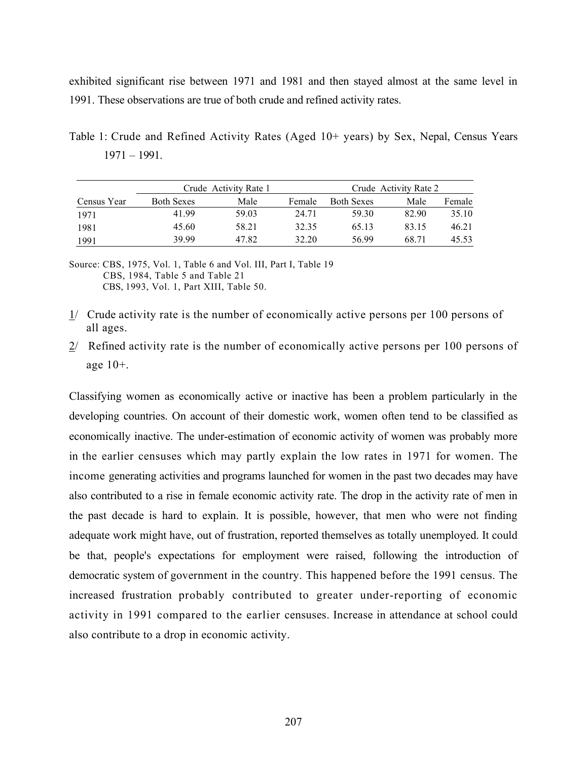exhibited significant rise between 1971 and 1981 and then stayed almost at the same level in 1991. These observations are true of both crude and refined activity rates.

Table 1: Crude and Refined Activity Rates (Aged 10+ years) by Sex, Nepal, Census Years 1971 – 1991.

| | Crude Activity Rate 1 | | | Crude Activity Rate 2 | | |
|---|---|---|---|---|---|---|
| Census Year | Both Sexes | Male | Female | Both Sexes | Male | Female |
| 1971 | 41.99 | 59.03 | 24.71 | 59.30 | 82.90 | 35.10 |
| 1981 | 45.60 | 58.21 | 32.35 | 65.13 | 83.15 | 46.21 |
| 1991 | 39.99 | 47.82 | 32.20 | 56.99 | 68.71 | 45.53 |

Source: CBS, 1975, Vol. 1, Table 6 and Vol. III, Part I, Table 19
CBS, 1984, Table 5 and Table 21
CBS, 1993, Vol. 1, Part XIII, Table 50.

1/ Crude activity rate is the number of economically active persons per 100 persons of all ages.

2/ Refined activity rate is the number of economically active persons per 100 persons of age 10+.

Classifying women as economically active or inactive has been a problem particularly in the developing countries. On account of their domestic work, women often tend to be classified as economically inactive. The under-estimation of economic activity of women was probably more in the earlier censuses which may partly explain the low rates in 1971 for women. The income generating activities and programs launched for women in the past two decades may have also contributed to a rise in female economic activity rate. The drop in the activity rate of men in the past decade is hard to explain. It is possible, however, that men who were not finding adequate work might have, out of frustration, reported themselves as totally unemployed. It could be that, people's expectations for employment were raised, following the introduction of democratic system of government in the country. This happened before the 1991 census. The increased frustration probably contributed to greater under-reporting of economic activity in 1991 compared to the earlier censuses. Increase in attendance at school could also contribute to a drop in economic activity.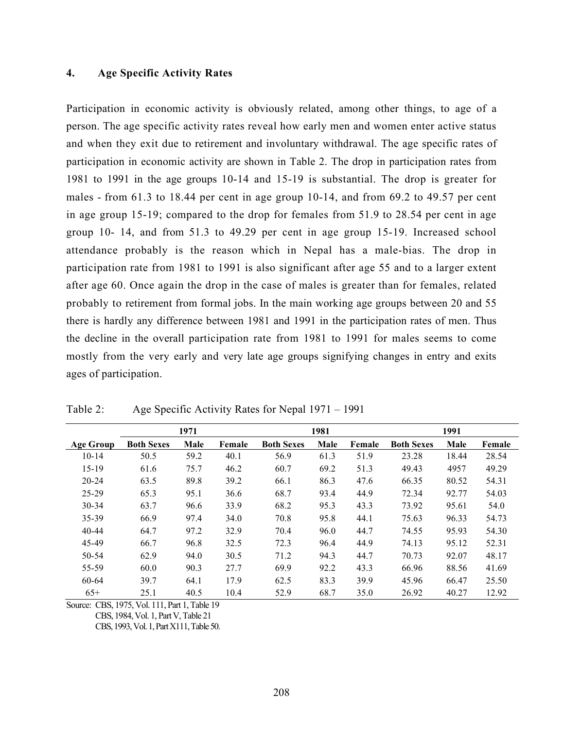### 4. Age Specific Activity Rates

Participation in economic activity is obviously related, among other things, to age of a person. The age specific activity rates reveal how early men and women enter active status and when they exit due to retirement and involuntary withdrawal. The age specific rates of participation in economic activity are shown in Table 2. The drop in participation rates from 1981 to 1991 in the age groups 10-14 and 15-19 is substantial. The drop is greater for males - from 61.3 to 18.44 per cent in age group 10-14, and from 69.2 to 49.57 per cent in age group 15-19; compared to the drop for females from 51.9 to 28.54 per cent in age group 10- 14, and from 51.3 to 49.29 per cent in age group 15-19. Increased school attendance probably is the reason which in Nepal has a male-bias. The drop in participation rate from 1981 to 1991 is also significant after age 55 and to a larger extent after age 60. Once again the drop in the case of males is greater than for females, related probably to retirement from formal jobs. In the main working age groups between 20 and 55 there is hardly any difference between 1981 and 1991 in the participation rates of men. Thus the decline in the overall participation rate from 1981 to 1991 for males seems to come mostly from the very early and very late age groups signifying changes in entry and exits ages of participation.

Table 2: Age Specific Activity Rates for Nepal 1971 – 1991

| | 1971 | | | 1981 | | | 1991 | | |
|---|---|---|---|---|---|---|---|---|---|
| Age Group | Both Sexes | Male | Female | Both Sexes | Male | Female | Both Sexes | Male | Female |
| 10-14 | 50.5 | 59.2 | 40.1 | 56.9 | 61.3 | 51.9 | 23.28 | 18.44 | 28.54 |
| 15-19 | 61.6 | 75.7 | 46.2 | 60.7 | 69.2 | 51.3 | 49.43 | 4957 | 49.29 |
| 20-24 | 63.5 | 89.8 | 39.2 | 66.1 | 86.3 | 47.6 | 66.35 | 80.52 | 54.31 |
| 25-29 | 65.3 | 95.1 | 36.6 | 68.7 | 93.4 | 44.9 | 72.34 | 92.77 | 54.03 |
| 30-34 | 63.7 | 96.6 | 33.9 | 68.2 | 95.3 | 43.3 | 73.92 | 95.61 | 54.0 |
| 35-39 | 66.9 | 97.4 | 34.0 | 70.8 | 95.8 | 44.1 | 75.63 | 96.33 | 54.73 |
| 40-44 | 64.7 | 97.2 | 32.9 | 70.4 | 96.0 | 44.7 | 74.55 | 95.93 | 54.30 |
| 45-49 | 66.7 | 96.8 | 32.5 | 72.3 | 96.4 | 44.9 | 74.13 | 95.12 | 52.31 |
| 50-54 | 62.9 | 94.0 | 30.5 | 71.2 | 94.3 | 44.7 | 70.73 | 92.07 | 48.17 |
| 55-59 | 60.0 | 90.3 | 27.7 | 69.9 | 92.2 | 43.3 | 66.96 | 88.56 | 41.69 |
| 60-64 | 39.7 | 64.1 | 17.9 | 62.5 | 83.3 | 39.9 | 45.96 | 66.47 | 25.50 |
| 65+ | 25.1 | 40.5 | 10.4 | 52.9 | 68.7 | 35.0 | 26.92 | 40.27 | 12.92 |

Source: CBS, 1975, Vol. 111, Part 1, Table 19
CBS, 1984, Vol. 1, Part V, Table 21
CBS, 1993, Vol. 1, Part X111, Table 50.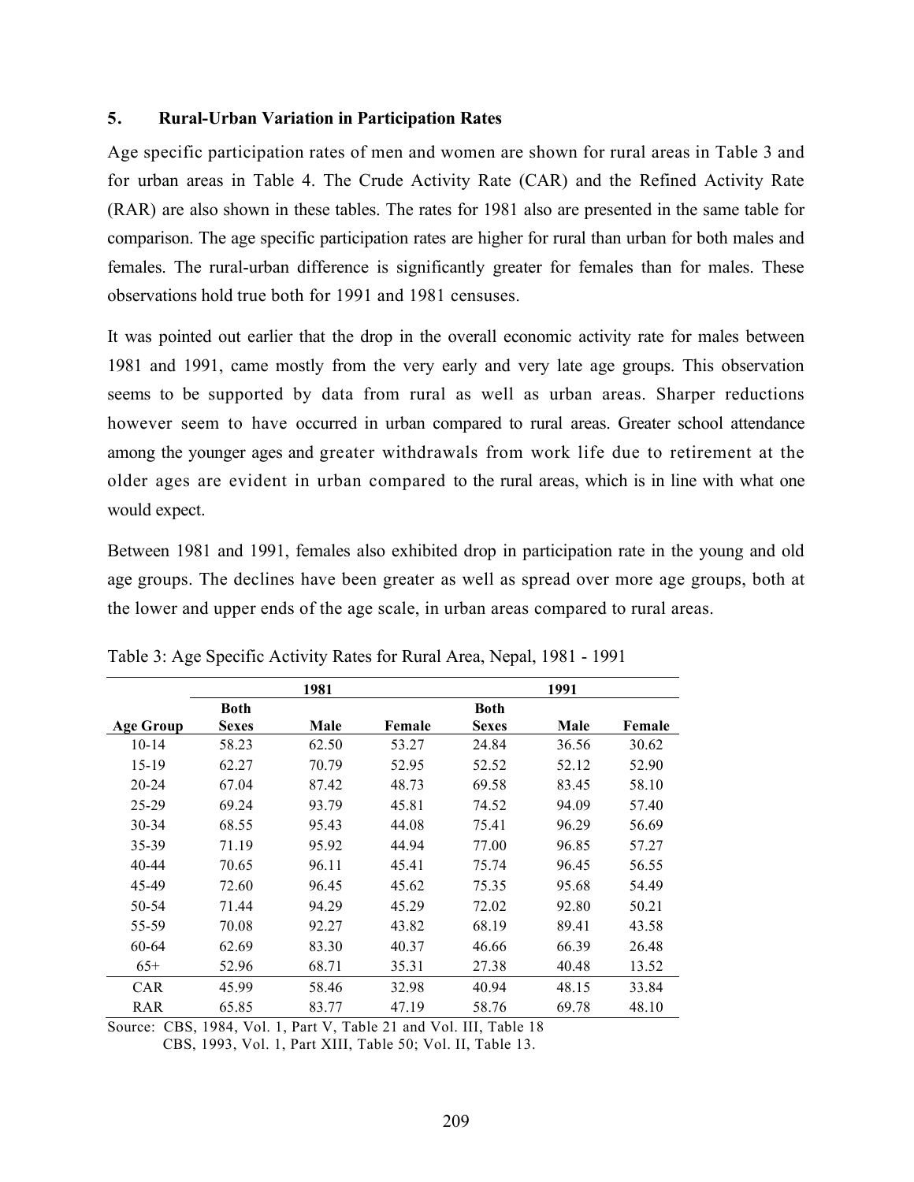## 5. Rural-Urban Variation in Participation Rates

Age specific participation rates of men and women are shown for rural areas in Table 3 and for urban areas in Table 4. The Crude Activity Rate (CAR) and the Refined Activity Rate (RAR) are also shown in these tables. The rates for 1981 also are presented in the same table for comparison. The age specific participation rates are higher for rural than urban for both males and females. The rural-urban difference is significantly greater for females than for males. These observations hold true both for 1991 and 1981 censuses.

It was pointed out earlier that the drop in the overall economic activity rate for males between 1981 and 1991, came mostly from the very early and very late age groups. This observation seems to be supported by data from rural as well as urban areas. Sharper reductions however seem to have occurred in urban compared to rural areas. Greater school attendance among the younger ages and greater withdrawals from work life due to retirement at the older ages are evident in urban compared to the rural areas, which is in line with what one would expect.

Between 1981 and 1991, females also exhibited drop in participation rate in the young and old age groups. The declines have been greater as well as spread over more age groups, both at the lower and upper ends of the age scale, in urban areas compared to rural areas.

Table 3: Age Specific Activity Rates for Rural Area, Nepal, 1981 - 1991

| | 1981 | | | 1991 | | |
|---|---|---|---|---|---|---|
| **Age Group** | **Both Sexes** | **Male** | **Female** | **Both Sexes** | **Male** | **Female** |
| 10-14 | 58.23 | 62.50 | 53.27 | 24.84 | 36.56 | 30.62 |
| 15-19 | 62.27 | 70.79 | 52.95 | 52.52 | 52.12 | 52.90 |
| 20-24 | 67.04 | 87.42 | 48.73 | 69.58 | 83.45 | 58.10 |
| 25-29 | 69.24 | 93.79 | 45.81 | 74.52 | 94.09 | 57.40 |
| 30-34 | 68.55 | 95.43 | 44.08 | 75.41 | 96.29 | 56.69 |
| 35-39 | 71.19 | 95.92 | 44.94 | 77.00 | 96.85 | 57.27 |
| 40-44 | 70.65 | 96.11 | 45.41 | 75.74 | 96.45 | 56.55 |
| 45-49 | 72.60 | 96.45 | 45.62 | 75.35 | 95.68 | 54.49 |
| 50-54 | 71.44 | 94.29 | 45.29 | 72.02 | 92.80 | 50.21 |
| 55-59 | 70.08 | 92.27 | 43.82 | 68.19 | 89.41 | 43.58 |
| 60-64 | 62.69 | 83.30 | 40.37 | 46.66 | 66.39 | 26.48 |
| 65+ | 52.96 | 68.71 | 35.31 | 27.38 | 40.48 | 13.52 |
| CAR | 45.99 | 58.46 | 32.98 | 40.94 | 48.15 | 33.84 |
| RAR | 65.85 | 83.77 | 47.19 | 58.76 | 69.78 | 48.10 |

Source: CBS, 1984, Vol. 1, Part V, Table 21 and Vol. III, Table 18
CBS, 1993, Vol. 1, Part XIII, Table 50; Vol. II, Table 13.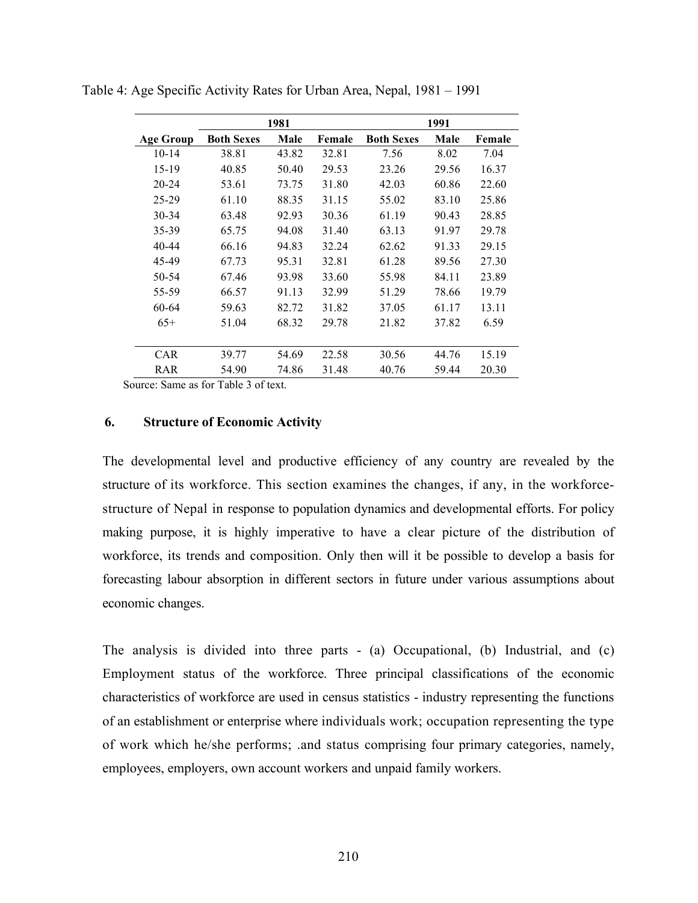Table 4: Age Specific Activity Rates for Urban Area, Nepal, 1981 – 1991

| | 1981 | | | 1991 | | |
|---|---|---|---|---|---|---|
| **Age Group** | **Both Sexes** | **Male** | **Female** | **Both Sexes** | **Male** | **Female** |
| 10-14 | 38.81 | 43.82 | 32.81 | 7.56 | 8.02 | 7.04 |
| 15-19 | 40.85 | 50.40 | 29.53 | 23.26 | 29.56 | 16.37 |
| 20-24 | 53.61 | 73.75 | 31.80 | 42.03 | 60.86 | 22.60 |
| 25-29 | 61.10 | 88.35 | 31.15 | 55.02 | 83.10 | 25.86 |
| 30-34 | 63.48 | 92.93 | 30.36 | 61.19 | 90.43 | 28.85 |
| 35-39 | 65.75 | 94.08 | 31.40 | 63.13 | 91.97 | 29.78 |
| 40-44 | 66.16 | 94.83 | 32.24 | 62.62 | 91.33 | 29.15 |
| 45-49 | 67.73 | 95.31 | 32.81 | 61.28 | 89.56 | 27.30 |
| 50-54 | 67.46 | 93.98 | 33.60 | 55.98 | 84.11 | 23.89 |
| 55-59 | 66.57 | 91.13 | 32.99 | 51.29 | 78.66 | 19.79 |
| 60-64 | 59.63 | 82.72 | 31.82 | 37.05 | 61.17 | 13.11 |
| 65+ | 51.04 | 68.32 | 29.78 | 21.82 | 37.82 | 6.59 |
| CAR | 39.77 | 54.69 | 22.58 | 30.56 | 44.76 | 15.19 |
| RAR | 54.90 | 74.86 | 31.48 | 40.76 | 59.44 | 20.30 |

Source: Same as for Table 3 of text.

## 6. Structure of Economic Activity

The developmental level and productive efficiency of any country are revealed by the structure of its workforce. This section examines the changes, if any, in the workforce-structure of Nepal in response to population dynamics and developmental efforts. For policy making purpose, it is highly imperative to have a clear picture of the distribution of workforce, its trends and composition. Only then will it be possible to develop a basis for forecasting labour absorption in different sectors in future under various assumptions about economic changes.

The analysis is divided into three parts - (a) Occupational, (b) Industrial, and (c) Employment status of the workforce. Three principal classifications of the economic characteristics of workforce are used in census statistics - industry representing the functions of an establishment or enterprise where individuals work; occupation representing the type of work which he/she performs; .and status comprising four primary categories, namely, employees, employers, own account workers and unpaid family workers.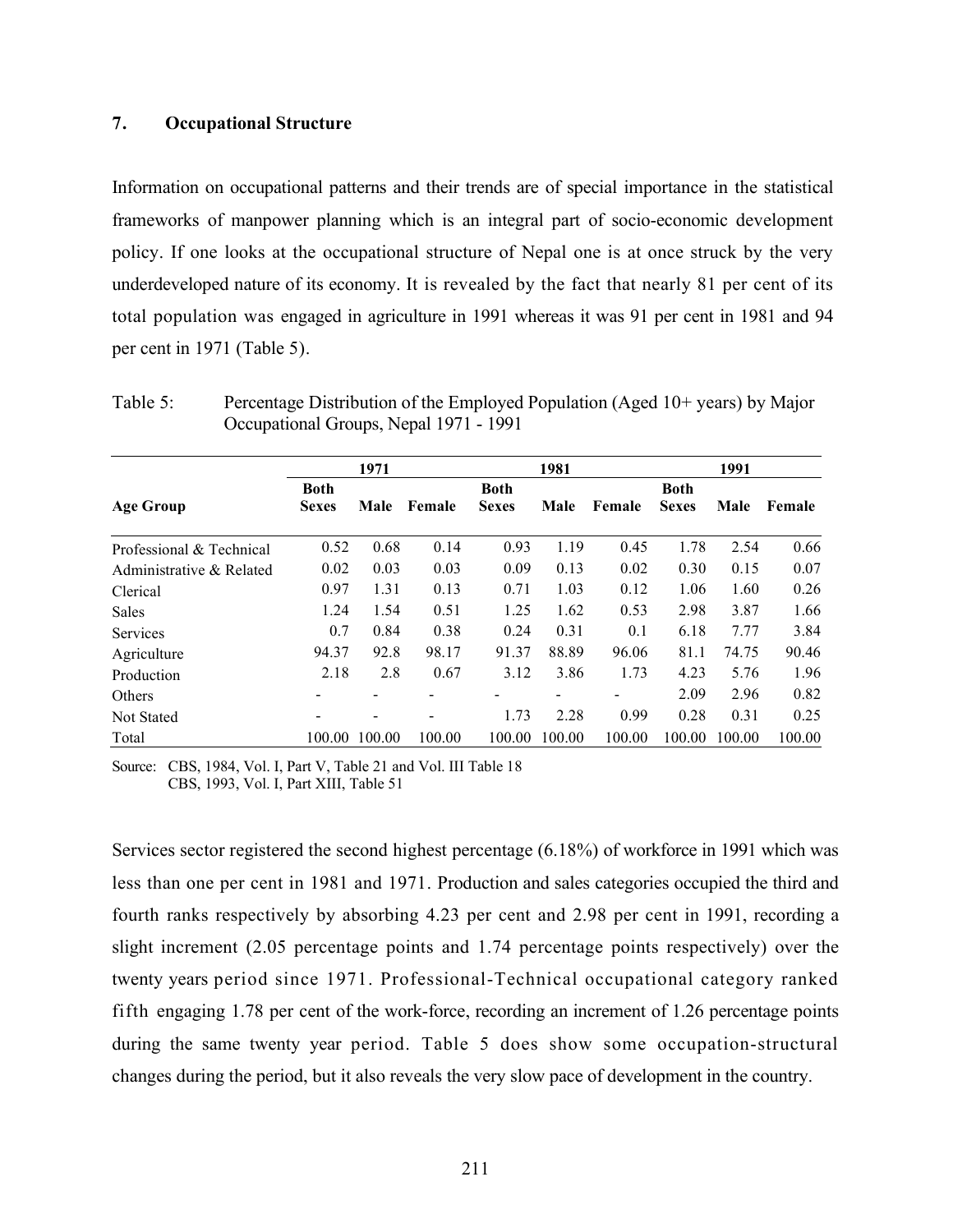## 7. Occupational Structure

Information on occupational patterns and their trends are of special importance in the statistical frameworks of manpower planning which is an integral part of socio-economic development policy. If one looks at the occupational structure of Nepal one is at once struck by the very underdeveloped nature of its economy. It is revealed by the fact that nearly 81 per cent of its total population was engaged in agriculture in 1991 whereas it was 91 per cent in 1981 and 94 per cent in 1971 (Table 5).

Table 5: Percentage Distribution of the Employed Population (Aged 10+ years) by Major Occupational Groups, Nepal 1971 - 1991

| Age Group | 1971 | | | 1981 | | | 1991 | | |
|---|---|---|---|---|---|---|---|---|---|
| | Both Sexes | Male | Female | Both Sexes | Male | Female | Both Sexes | Male | Female |
| Professional & Technical | 0.52 | 0.68 | 0.14 | 0.93 | 1.19 | 0.45 | 1.78 | 2.54 | 0.66 |
| Administrative & Related | 0.02 | 0.03 | 0.03 | 0.09 | 0.13 | 0.02 | 0.30 | 0.15 | 0.07 |
| Clerical | 0.97 | 1.31 | 0.13 | 0.71 | 1.03 | 0.12 | 1.06 | 1.60 | 0.26 |
| Sales | 1.24 | 1.54 | 0.51 | 1.25 | 1.62 | 0.53 | 2.98 | 3.87 | 1.66 |
| Services | 0.7 | 0.84 | 0.38 | 0.24 | 0.31 | 0.1 | 6.18 | 7.77 | 3.84 |
| Agriculture | 94.37 | 92.8 | 98.17 | 91.37 | 88.89 | 96.06 | 81.1 | 74.75 | 90.46 |
| Production | 2.18 | 2.8 | 0.67 | 3.12 | 3.86 | 1.73 | 4.23 | 5.76 | 1.96 |
| Others | - | - | - | - | - | - | 2.09 | 2.96 | 0.82 |
| Not Stated | - | - | - | 1.73 | 2.28 | 0.99 | 0.28 | 0.31 | 0.25 |
| Total | 100.00 | 100.00 | 100.00 | 100.00 | 100.00 | 100.00 | 100.00 | 100.00 | 100.00 |

Source: CBS, 1984, Vol. I, Part V, Table 21 and Vol. III Table 18
CBS, 1993, Vol. I, Part XIII, Table 51

Services sector registered the second highest percentage (6.18%) of workforce in 1991 which was less than one per cent in 1981 and 1971. Production and sales categories occupied the third and fourth ranks respectively by absorbing 4.23 per cent and 2.98 per cent in 1991, recording a slight increment (2.05 percentage points and 1.74 percentage points respectively) over the twenty years period since 1971. Professional-Technical occupational category ranked fifth engaging 1.78 per cent of the work-force, recording an increment of 1.26 percentage points during the same twenty year period. Table 5 does show some occupation-structural changes during the period, but it also reveals the very slow pace of development in the country.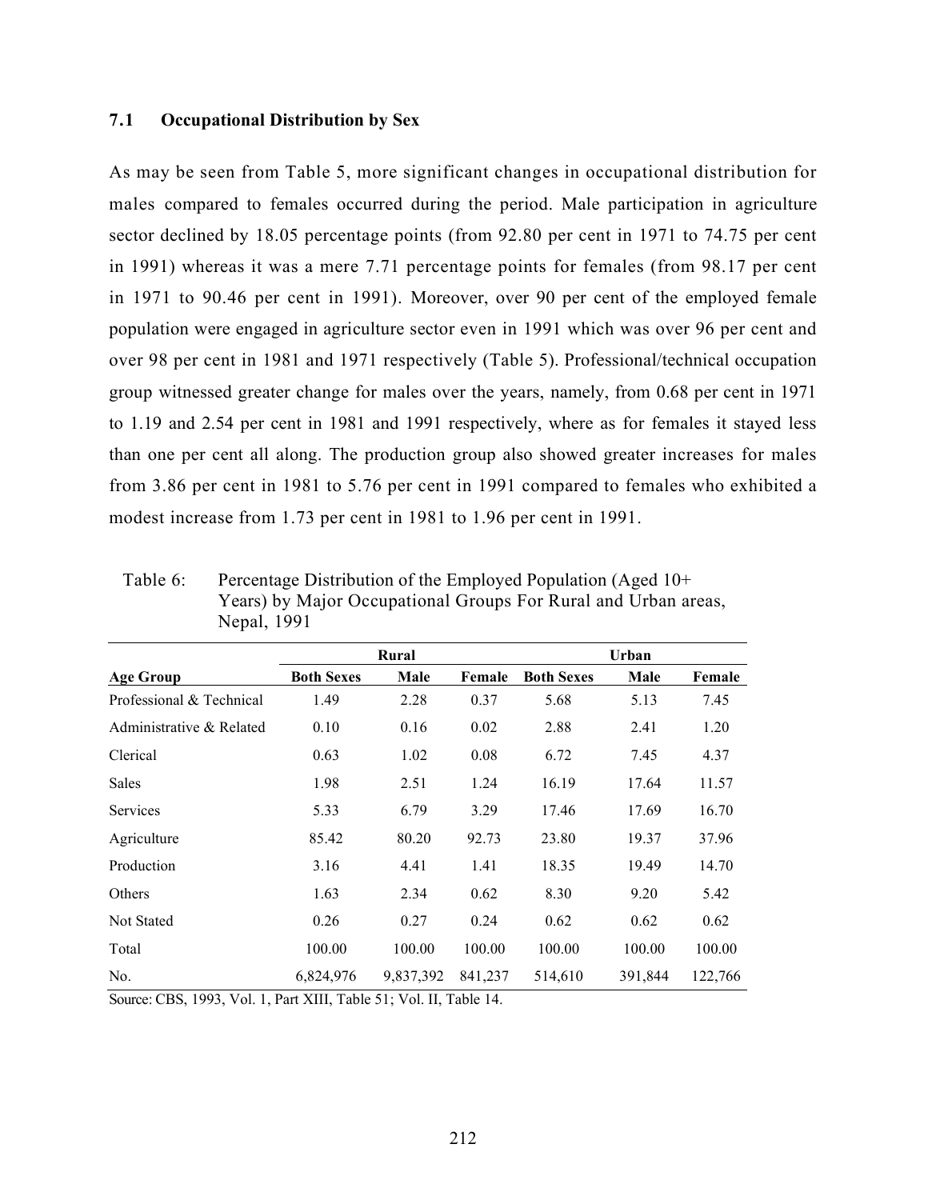### 7.1 Occupational Distribution by Sex

As may be seen from Table 5, more significant changes in occupational distribution for males compared to females occurred during the period. Male participation in agriculture sector declined by 18.05 percentage points (from 92.80 per cent in 1971 to 74.75 per cent in 1991) whereas it was a mere 7.71 percentage points for females (from 98.17 per cent in 1971 to 90.46 per cent in 1991). Moreover, over 90 per cent of the employed female population were engaged in agriculture sector even in 1991 which was over 96 per cent and over 98 per cent in 1981 and 1971 respectively (Table 5). Professional/technical occupation group witnessed greater change for males over the years, namely, from 0.68 per cent in 1971 to 1.19 and 2.54 per cent in 1981 and 1991 respectively, where as for females it stayed less than one per cent all along. The production group also showed greater increases for males from 3.86 per cent in 1981 to 5.76 per cent in 1991 compared to females who exhibited a modest increase from 1.73 per cent in 1981 to 1.96 per cent in 1991.

Table 6: Percentage Distribution of the Employed Population (Aged 10+ Years) by Major Occupational Groups For Rural and Urban areas, Nepal, 1991

| | Rural | | | Urban | | |
|---|---|---|---|---|---|---|
| **Age Group** | **Both Sexes** | **Male** | **Female** | **Both Sexes** | **Male** | **Female** |
| Professional & Technical | 1.49 | 2.28 | 0.37 | 5.68 | 5.13 | 7.45 |
| Administrative & Related | 0.10 | 0.16 | 0.02 | 2.88 | 2.41 | 1.20 |
| Clerical | 0.63 | 1.02 | 0.08 | 6.72 | 7.45 | 4.37 |
| Sales | 1.98 | 2.51 | 1.24 | 16.19 | 17.64 | 11.57 |
| Services | 5.33 | 6.79 | 3.29 | 17.46 | 17.69 | 16.70 |
| Agriculture | 85.42 | 80.20 | 92.73 | 23.80 | 19.37 | 37.96 |
| Production | 3.16 | 4.41 | 1.41 | 18.35 | 19.49 | 14.70 |
| Others | 1.63 | 2.34 | 0.62 | 8.30 | 9.20 | 5.42 |
| Not Stated | 0.26 | 0.27 | 0.24 | 0.62 | 0.62 | 0.62 |
| Total | 100.00 | 100.00 | 100.00 | 100.00 | 100.00 | 100.00 |
| No. | 6,824,976 | 9,837,392 | 841,237 | 514,610 | 391,844 | 122,766 |

Source: CBS, 1993, Vol. 1, Part XIII, Table 51; Vol. II, Table 14.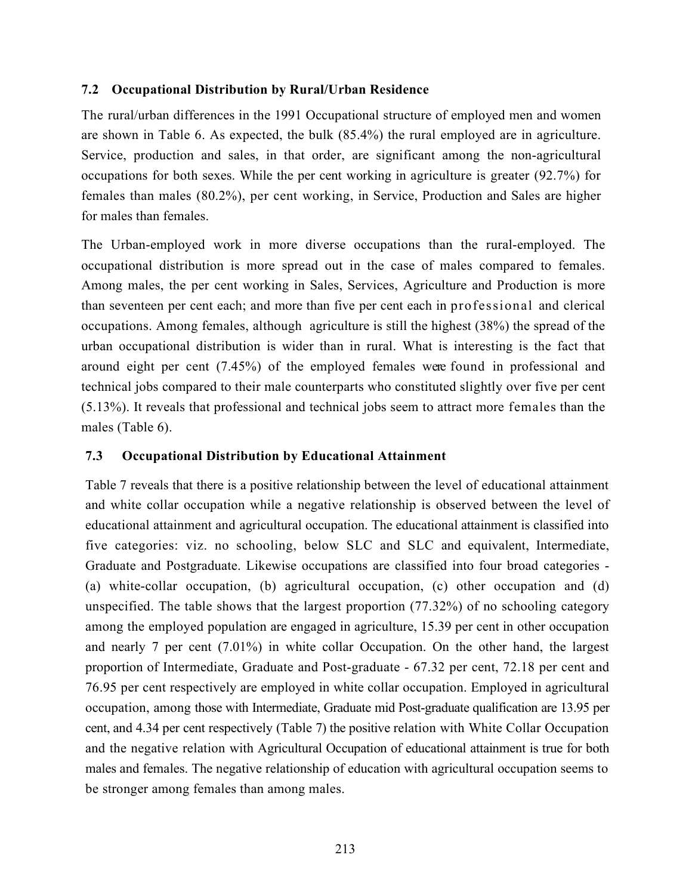### 7.2 Occupational Distribution by Rural/Urban Residence

The rural/urban differences in the 1991 Occupational structure of employed men and women are shown in Table 6. As expected, the bulk (85.4%) the rural employed are in agriculture. Service, production and sales, in that order, are significant among the non-agricultural occupations for both sexes. While the per cent working in agriculture is greater (92.7%) for females than males (80.2%), per cent working, in Service, Production and Sales are higher for males than females.

The Urban-employed work in more diverse occupations than the rural-employed. The occupational distribution is more spread out in the case of males compared to females. Among males, the per cent working in Sales, Services, Agriculture and Production is more than seventeen per cent each; and more than five per cent each in professional and clerical occupations. Among females, although agriculture is still the highest (38%) the spread of the urban occupational distribution is wider than in rural. What is interesting is the fact that around eight per cent (7.45%) of the employed females were found in professional and technical jobs compared to their male counterparts who constituted slightly over five per cent (5.13%). It reveals that professional and technical jobs seem to attract more females than the males (Table 6).

### 7.3 Occupational Distribution by Educational Attainment

Table 7 reveals that there is a positive relationship between the level of educational attainment and white collar occupation while a negative relationship is observed between the level of educational attainment and agricultural occupation. The educational attainment is classified into five categories: viz. no schooling, below SLC and SLC and equivalent, Intermediate, Graduate and Postgraduate. Likewise occupations are classified into four broad categories - (a) white-collar occupation, (b) agricultural occupation, (c) other occupation and (d) unspecified. The table shows that the largest proportion (77.32%) of no schooling category among the employed population are engaged in agriculture, 15.39 per cent in other occupation and nearly 7 per cent (7.01%) in white collar Occupation. On the other hand, the largest proportion of Intermediate, Graduate and Post-graduate - 67.32 per cent, 72.18 per cent and 76.95 per cent respectively are employed in white collar occupation. Employed in agricultural occupation, among those with Intermediate, Graduate mid Post-graduate qualification are 13.95 per cent, and 4.34 per cent respectively (Table 7) the positive relation with White Collar Occupation and the negative relation with Agricultural Occupation of educational attainment is true for both males and females. The negative relationship of education with agricultural occupation seems to be stronger among females than among males.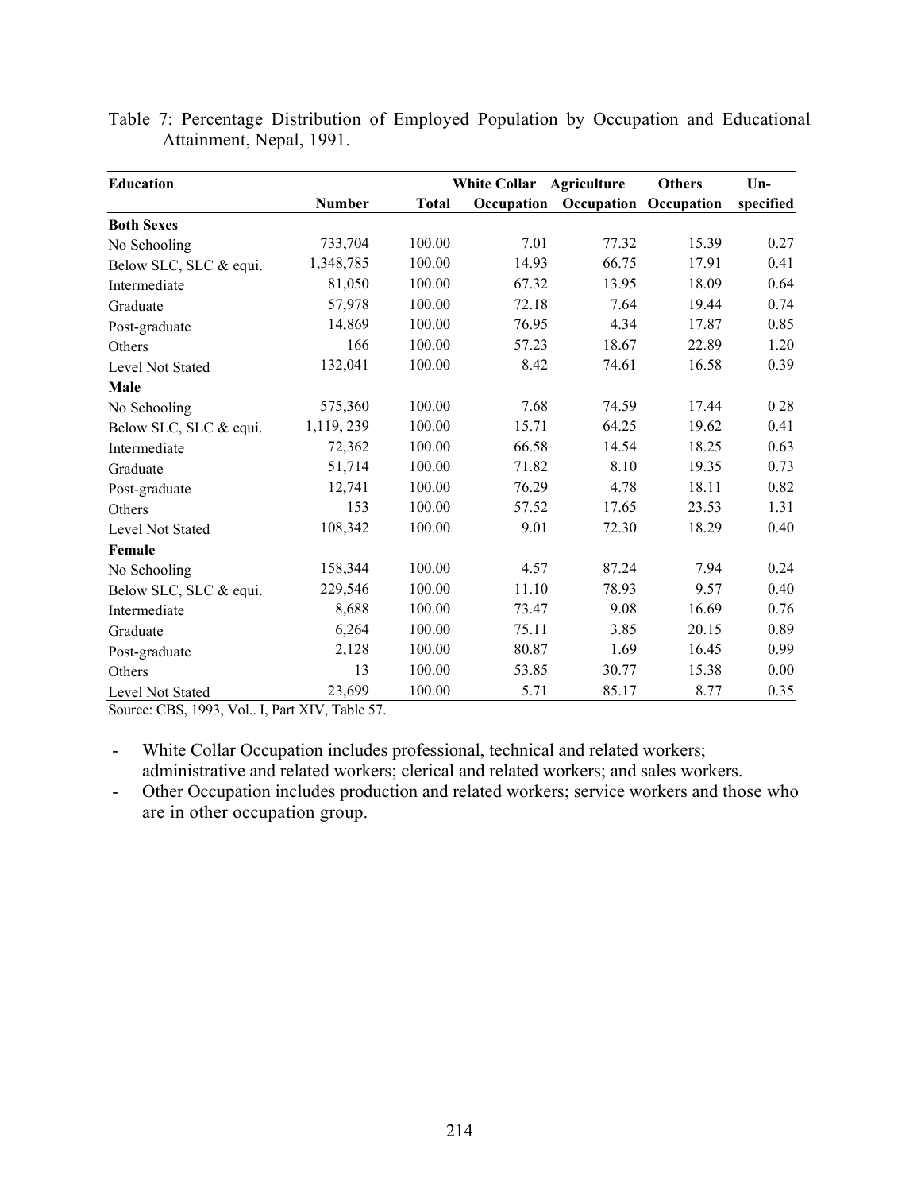Table 7: Percentage Distribution of Employed Population by Occupation and Educational Attainment, Nepal, 1991.

| Education | Number | Total | White Collar Occupation | Agriculture Occupation | Others Occupation | Un-specified |
|---|---|---|---|---|---|---|
| **Both Sexes** | | | | | | |
| No Schooling | 733,704 | 100.00 | 7.01 | 77.32 | 15.39 | 0.27 |
| Below SLC, SLC & equi. | 1,348,785 | 100.00 | 14.93 | 66.75 | 17.91 | 0.41 |
| Intermediate | 81,050 | 100.00 | 67.32 | 13.95 | 18.09 | 0.64 |
| Graduate | 57,978 | 100.00 | 72.18 | 7.64 | 19.44 | 0.74 |
| Post-graduate | 14,869 | 100.00 | 76.95 | 4.34 | 17.87 | 0.85 |
| Others | 166 | 100.00 | 57.23 | 18.67 | 22.89 | 1.20 |
| Level Not Stated | 132,041 | 100.00 | 8.42 | 74.61 | 16.58 | 0.39 |
| **Male** | | | | | | |
| No Schooling | 575,360 | 100.00 | 7.68 | 74.59 | 17.44 | 0 28 |
| Below SLC, SLC & equi. | 1,119, 239 | 100.00 | 15.71 | 64.25 | 19.62 | 0.41 |
| Intermediate | 72,362 | 100.00 | 66.58 | 14.54 | 18.25 | 0.63 |
| Graduate | 51,714 | 100.00 | 71.82 | 8.10 | 19.35 | 0.73 |
| Post-graduate | 12,741 | 100.00 | 76.29 | 4.78 | 18.11 | 0.82 |
| Others | 153 | 100.00 | 57.52 | 17.65 | 23.53 | 1.31 |
| Level Not Stated | 108,342 | 100.00 | 9.01 | 72.30 | 18.29 | 0.40 |
| **Female** | | | | | | |
| No Schooling | 158,344 | 100.00 | 4.57 | 87.24 | 7.94 | 0.24 |
| Below SLC, SLC & equi. | 229,546 | 100.00 | 11.10 | 78.93 | 9.57 | 0.40 |
| Intermediate | 8,688 | 100.00 | 73.47 | 9.08 | 16.69 | 0.76 |
| Graduate | 6,264 | 100.00 | 75.11 | 3.85 | 20.15 | 0.89 |
| Post-graduate | 2,128 | 100.00 | 80.87 | 1.69 | 16.45 | 0.99 |
| Others | 13 | 100.00 | 53.85 | 30.77 | 15.38 | 0.00 |
| Level Not Stated | 23,699 | 100.00 | 5.71 | 85.17 | 8.77 | 0.35 |

Source: CBS, 1993, Vol.. I, Part XIV, Table 57.

- White Collar Occupation includes professional, technical and related workers; administrative and related workers; clerical and related workers; and sales workers.
- Other Occupation includes production and related workers; service workers and those who are in other occupation group.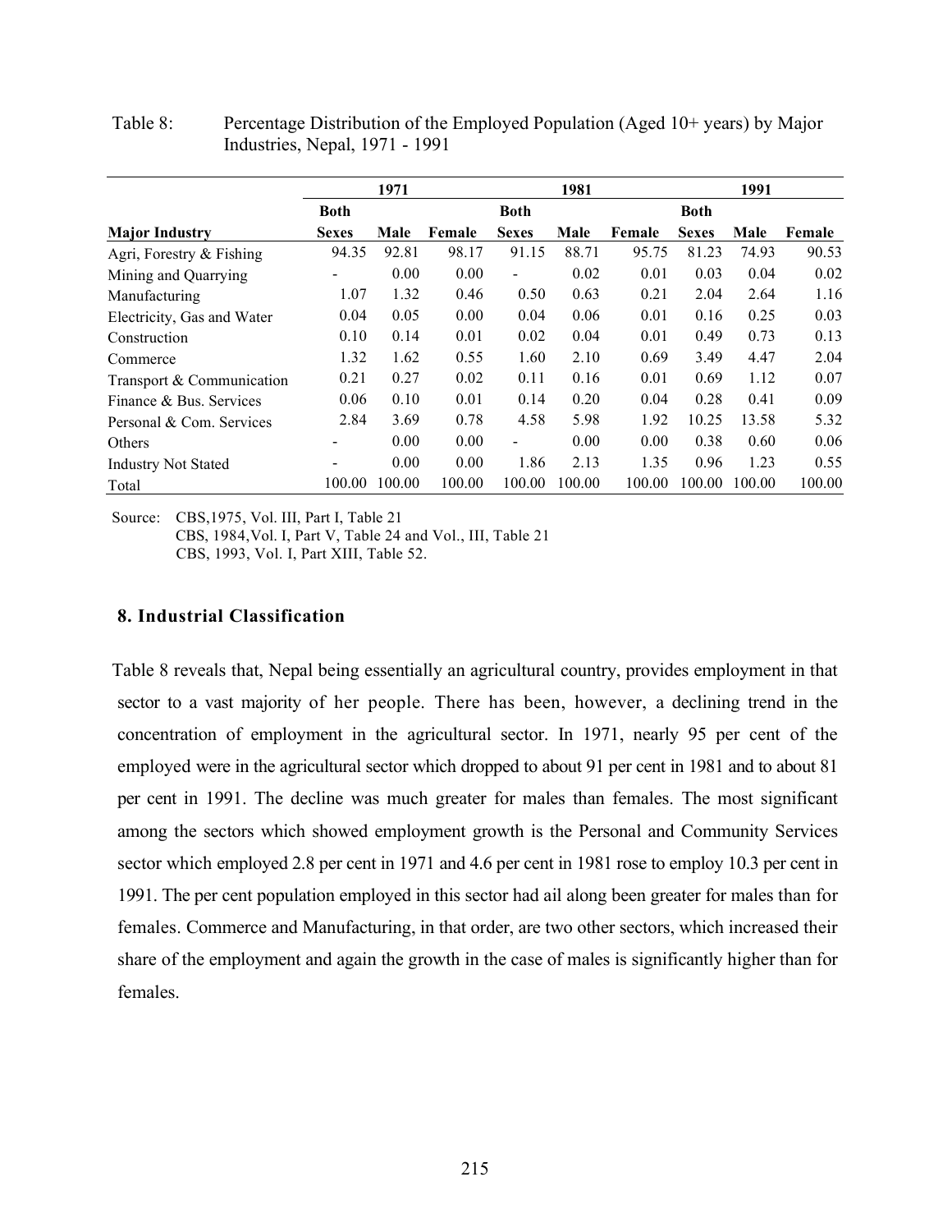Table 8: Percentage Distribution of the Employed Population (Aged 10+ years) by Major Industries, Nepal, 1971 - 1991

| | 1971 | | | 1981 | | | 1991 | | |
|---|---|---|---|---|---|---|---|---|---|
| **Major Industry** | **Both Sexes** | **Male** | **Female** | **Both Sexes** | **Male** | **Female** | **Both Sexes** | **Male** | **Female** |
| Agri, Forestry & Fishing | 94.35 | 92.81 | 98.17 | 91.15 | 88.71 | 95.75 | 81.23 | 74.93 | 90.53 |
| Mining and Quarrying | - | 0.00 | 0.00 | - | 0.02 | 0.01 | 0.03 | 0.04 | 0.02 |
| Manufacturing | 1.07 | 1.32 | 0.46 | 0.50 | 0.63 | 0.21 | 2.04 | 2.64 | 1.16 |
| Electricity, Gas and Water | 0.04 | 0.05 | 0.00 | 0.04 | 0.06 | 0.01 | 0.16 | 0.25 | 0.03 |
| Construction | 0.10 | 0.14 | 0.01 | 0.02 | 0.04 | 0.01 | 0.49 | 0.73 | 0.13 |
| Commerce | 1.32 | 1.62 | 0.55 | 1.60 | 2.10 | 0.69 | 3.49 | 4.47 | 2.04 |
| Transport & Communication | 0.21 | 0.27 | 0.02 | 0.11 | 0.16 | 0.01 | 0.69 | 1.12 | 0.07 |
| Finance & Bus. Services | 0.06 | 0.10 | 0.01 | 0.14 | 0.20 | 0.04 | 0.28 | 0.41 | 0.09 |
| Personal & Com. Services | 2.84 | 3.69 | 0.78 | 4.58 | 5.98 | 1.92 | 10.25 | 13.58 | 5.32 |
| Others | - | 0.00 | 0.00 | - | 0.00 | 0.00 | 0.38 | 0.60 | 0.06 |
| Industry Not Stated | - | 0.00 | 0.00 | 1.86 | 2.13 | 1.35 | 0.96 | 1.23 | 0.55 |
| Total | 100.00 | 100.00 | 100.00 | 100.00 | 100.00 | 100.00 | 100.00 | 100.00 | 100.00 |

Source: CBS,1975, Vol. III, Part I, Table 21
CBS, 1984,Vol. I, Part V, Table 24 and Vol., III, Table 21
CBS, 1993, Vol. I, Part XIII, Table 52.

### 8. Industrial Classification

Table 8 reveals that, Nepal being essentially an agricultural country, provides employment in that sector to a vast majority of her people. There has been, however, a declining trend in the concentration of employment in the agricultural sector. In 1971, nearly 95 per cent of the employed were in the agricultural sector which dropped to about 91 per cent in 1981 and to about 81 per cent in 1991. The decline was much greater for males than females. The most significant among the sectors which showed employment growth is the Personal and Community Services sector which employed 2.8 per cent in 1971 and 4.6 per cent in 1981 rose to employ 10.3 per cent in 1991. The per cent population employed in this sector had ail along been greater for males than for females. Commerce and Manufacturing, in that order, are two other sectors, which increased their share of the employment and again the growth in the case of males is significantly higher than for females.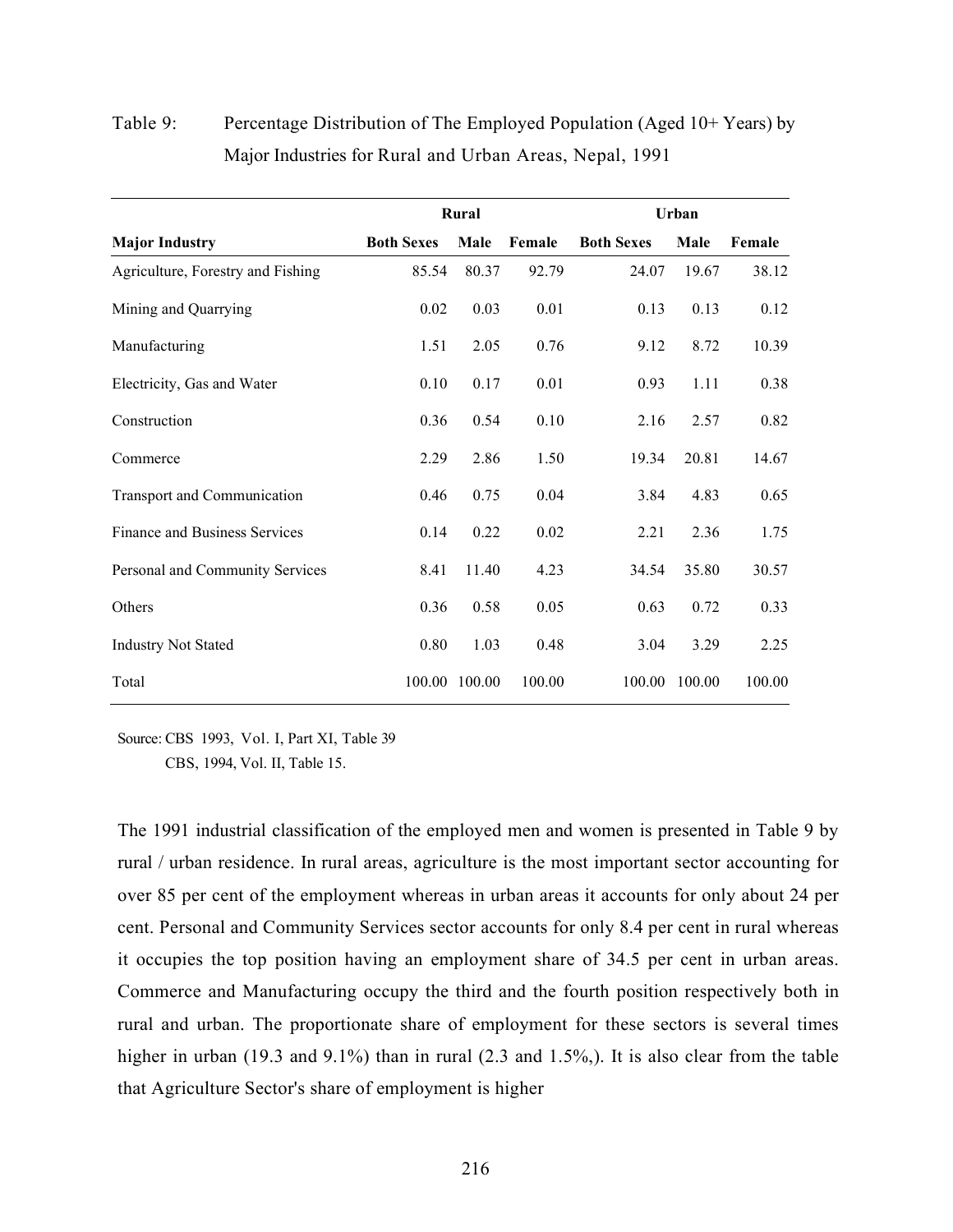Table 9: Percentage Distribution of The Employed Population (Aged 10+ Years) by Major Industries for Rural and Urban Areas, Nepal, 1991

| Major Industry | Rural | | | Urban | | |
|---|---|---|---|---|---|---|
| | Both Sexes | Male | Female | Both Sexes | Male | Female |
| Agriculture, Forestry and Fishing | 85.54 | 80.37 | 92.79 | 24.07 | 19.67 | 38.12 |
| Mining and Quarrying | 0.02 | 0.03 | 0.01 | 0.13 | 0.13 | 0.12 |
| Manufacturing | 1.51 | 2.05 | 0.76 | 9.12 | 8.72 | 10.39 |
| Electricity, Gas and Water | 0.10 | 0.17 | 0.01 | 0.93 | 1.11 | 0.38 |
| Construction | 0.36 | 0.54 | 0.10 | 2.16 | 2.57 | 0.82 |
| Commerce | 2.29 | 2.86 | 1.50 | 19.34 | 20.81 | 14.67 |
| Transport and Communication | 0.46 | 0.75 | 0.04 | 3.84 | 4.83 | 0.65 |
| Finance and Business Services | 0.14 | 0.22 | 0.02 | 2.21 | 2.36 | 1.75 |
| Personal and Community Services | 8.41 | 11.40 | 4.23 | 34.54 | 35.80 | 30.57 |
| Others | 0.36 | 0.58 | 0.05 | 0.63 | 0.72 | 0.33 |
| Industry Not Stated | 0.80 | 1.03 | 0.48 | 3.04 | 3.29 | 2.25 |
| Total | 100.00 | 100.00 | 100.00 | 100.00 | 100.00 | 100.00 |

Source: CBS 1993, Vol. I, Part XI, Table 39
CBS, 1994, Vol. II, Table 15.

The 1991 industrial classification of the employed men and women is presented in Table 9 by rural / urban residence. In rural areas, agriculture is the most important sector accounting for over 85 per cent of the employment whereas in urban areas it accounts for only about 24 per cent. Personal and Community Services sector accounts for only 8.4 per cent in rural whereas it occupies the top position having an employment share of 34.5 per cent in urban areas. Commerce and Manufacturing occupy the third and the fourth position respectively both in rural and urban. The proportionate share of employment for these sectors is several times higher in urban (19.3 and 9.1%) than in rural (2.3 and 1.5%,). It is also clear from the table that Agriculture Sector's share of employment is higher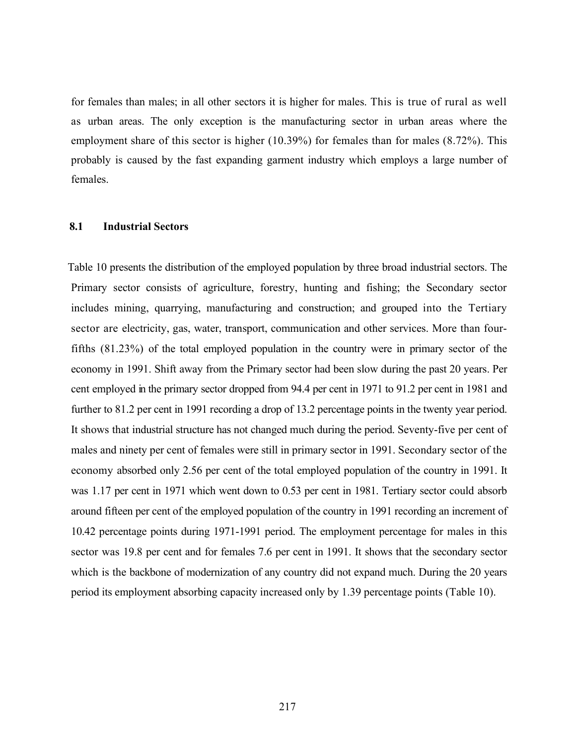for females than males; in all other sectors it is higher for males. This is true of rural as well as urban areas. The only exception is the manufacturing sector in urban areas where the employment share of this sector is higher (10.39%) for females than for males (8.72%). This probably is caused by the fast expanding garment industry which employs a large number of females.

### 8.1 Industrial Sectors

Table 10 presents the distribution of the employed population by three broad industrial sectors. The Primary sector consists of agriculture, forestry, hunting and fishing; the Secondary sector includes mining, quarrying, manufacturing and construction; and grouped into the Tertiary sector are electricity, gas, water, transport, communication and other services. More than four-fifths (81.23%) of the total employed population in the country were in primary sector of the economy in 1991. Shift away from the Primary sector had been slow during the past 20 years. Per cent employed in the primary sector dropped from 94.4 per cent in 1971 to 91.2 per cent in 1981 and further to 81.2 per cent in 1991 recording a drop of 13.2 percentage points in the twenty year period. It shows that industrial structure has not changed much during the period. Seventy-five per cent of males and ninety per cent of females were still in primary sector in 1991. Secondary sector of the economy absorbed only 2.56 per cent of the total employed population of the country in 1991. It was 1.17 per cent in 1971 which went down to 0.53 per cent in 1981. Tertiary sector could absorb around fifteen per cent of the employed population of the country in 1991 recording an increment of 10.42 percentage points during 1971-1991 period. The employment percentage for males in this sector was 19.8 per cent and for females 7.6 per cent in 1991. It shows that the secondary sector which is the backbone of modernization of any country did not expand much. During the 20 years period its employment absorbing capacity increased only by 1.39 percentage points (Table 10).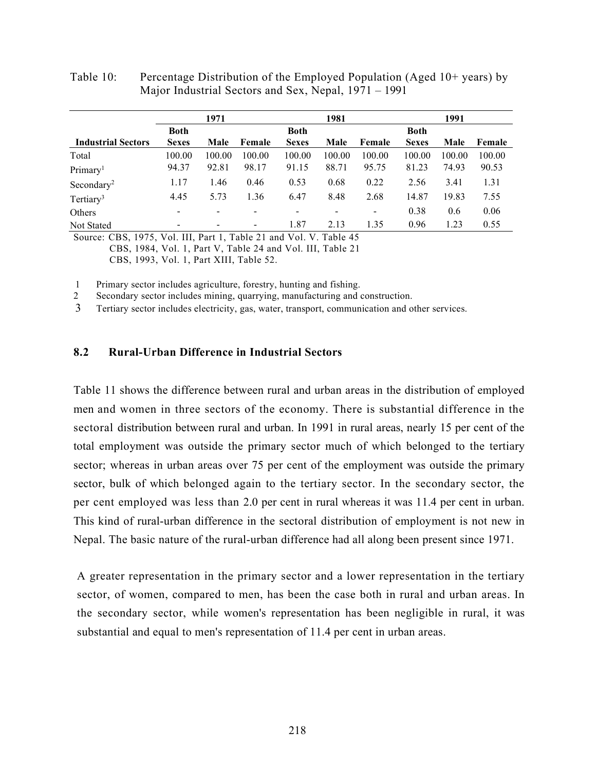Table 10: Percentage Distribution of the Employed Population (Aged 10+ years) by Major Industrial Sectors and Sex, Nepal, 1971 – 1991

| | 1971 | | | 1981 | | | 1991 | | |
|---|---|---|---|---|---|---|---|---|---|
| **Industrial Sectors** | **Both Sexes** | **Male** | **Female** | **Both Sexes** | **Male** | **Female** | **Both Sexes** | **Male** | **Female** |
| Total | 100.00 | 100.00 | 100.00 | 100.00 | 100.00 | 100.00 | 100.00 | 100.00 | 100.00 |
| Primary[1] | 94.37 | 92.81 | 98.17 | 91.15 | 88.71 | 95.75 | 81.23 | 74.93 | 90.53 |
| Secondary[2] | 1.17 | 1.46 | 0.46 | 0.53 | 0.68 | 0.22 | 2.56 | 3.41 | 1.31 |
| Tertiary[3] | 4.45 | 5.73 | 1.36 | 6.47 | 8.48 | 2.68 | 14.87 | 19.83 | 7.55 |
| Others | - | - | - | - | - | - | 0.38 | 0.6 | 0.06 |
| Not Stated | - | - | - | 1.87 | 2.13 | 1.35 | 0.96 | 1.23 | 0.55 |

Source: CBS, 1975, Vol. III, Part 1, Table 21 and Vol. V. Table 45
CBS, 1984, Vol. 1, Part V, Table 24 and Vol. III, Table 21
CBS, 1993, Vol. 1, Part XIII, Table 52.

1 Primary sector includes agriculture, forestry, hunting and fishing.
2 Secondary sector includes mining, quarrying, manufacturing and construction.
3 Tertiary sector includes electricity, gas, water, transport, communication and other services.

### 8.2 Rural-Urban Difference in Industrial Sectors

Table 11 shows the difference between rural and urban areas in the distribution of employed men and women in three sectors of the economy. There is substantial difference in the sectoral distribution between rural and urban. In 1991 in rural areas, nearly 15 per cent of the total employment was outside the primary sector much of which belonged to the tertiary sector; whereas in urban areas over 75 per cent of the employment was outside the primary sector, bulk of which belonged again to the tertiary sector. In the secondary sector, the per cent employed was less than 2.0 per cent in rural whereas it was 11.4 per cent in urban. This kind of rural-urban difference in the sectoral distribution of employment is not new in Nepal. The basic nature of the rural-urban difference had all along been present since 1971.

A greater representation in the primary sector and a lower representation in the tertiary sector, of women, compared to men, has been the case both in rural and urban areas. In the secondary sector, while women's representation has been negligible in rural, it was substantial and equal to men's representation of 11.4 per cent in urban areas.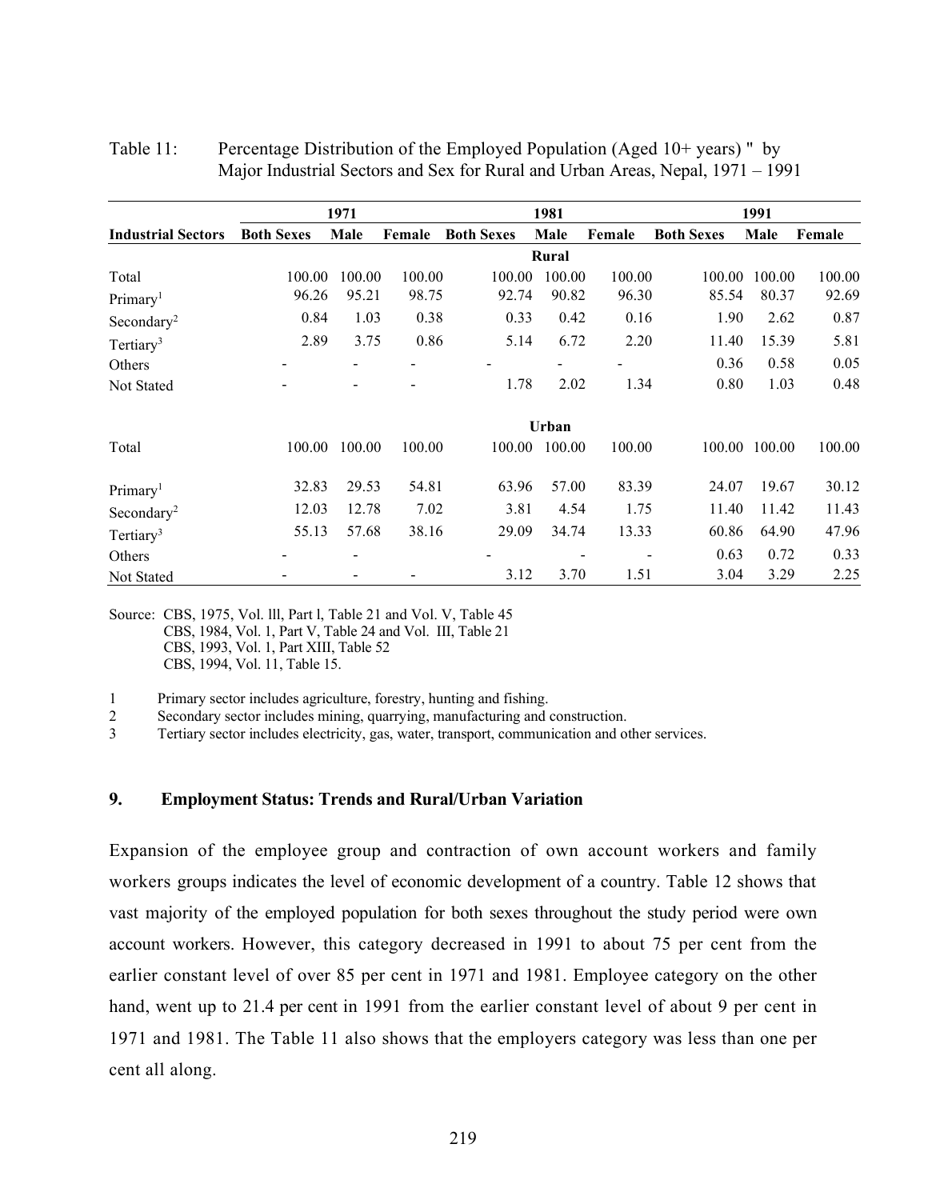Table 11: Percentage Distribution of the Employed Population (Aged 10+ years) " by Major Industrial Sectors and Sex for Rural and Urban Areas, Nepal, 1971 – 1991

| | 1971 | | | 1981 | | | 1991 | | |
|---|---|---|---|---|---|---|---|---|---|
| **Industrial Sectors** | **Both Sexes** | **Male** | **Female** | **Both Sexes** | **Male** | **Female** | **Both Sexes** | **Male** | **Female** |
| | | | | | **Rural** | | | | |
| Total | 100.00 | 100.00 | 100.00 | 100.00 | 100.00 | 100.00 | 100.00 | 100.00 | 100.00 |
| Primary[1] | 96.26 | 95.21 | 98.75 | 92.74 | 90.82 | 96.30 | 85.54 | 80.37 | 92.69 |
| Secondary[2] | 0.84 | 1.03 | 0.38 | 0.33 | 0.42 | 0.16 | 1.90 | 2.62 | 0.87 |
| Tertiary[3] | 2.89 | 3.75 | 0.86 | 5.14 | 6.72 | 2.20 | 11.40 | 15.39 | 5.81 |
| Others | - | - | - | - | - | - | 0.36 | 0.58 | 0.05 |
| Not Stated | - | - | - | 1.78 | 2.02 | 1.34 | 0.80 | 1.03 | 0.48 |
| | | | | | **Urban** | | | | |
| Total | 100.00 | 100.00 | 100.00 | 100.00 | 100.00 | 100.00 | 100.00 | 100.00 | 100.00 |
| Primary[1] | 32.83 | 29.53 | 54.81 | 63.96 | 57.00 | 83.39 | 24.07 | 19.67 | 30.12 |
| Secondary[2] | 12.03 | 12.78 | 7.02 | 3.81 | 4.54 | 1.75 | 11.40 | 11.42 | 11.43 |
| Tertiary[3] | 55.13 | 57.68 | 38.16 | 29.09 | 34.74 | 13.33 | 60.86 | 64.90 | 47.96 |
| Others | - | - | | - | - | - | 0.63 | 0.72 | 0.33 |
| Not Stated | - | - | - | 3.12 | 3.70 | 1.51 | 3.04 | 3.29 | 2.25 |

Source: CBS, 1975, Vol. lll, Part l, Table 21 and Vol. V, Table 45
CBS, 1984, Vol. 1, Part V, Table 24 and Vol. III, Table 21
CBS, 1993, Vol. 1, Part XIII, Table 52
CBS, 1994, Vol. 11, Table 15.

1 Primary sector includes agriculture, forestry, hunting and fishing.
2 Secondary sector includes mining, quarrying, manufacturing and construction.
3 Tertiary sector includes electricity, gas, water, transport, communication and other services.

## 9. Employment Status: Trends and Rural/Urban Variation

Expansion of the employee group and contraction of own account workers and family workers groups indicates the level of economic development of a country. Table 12 shows that vast majority of the employed population for both sexes throughout the study period were own account workers. However, this category decreased in 1991 to about 75 per cent from the earlier constant level of over 85 per cent in 1971 and 1981. Employee category on the other hand, went up to 21.4 per cent in 1991 from the earlier constant level of about 9 per cent in 1971 and 1981. The Table 11 also shows that the employers category was less than one per cent all along.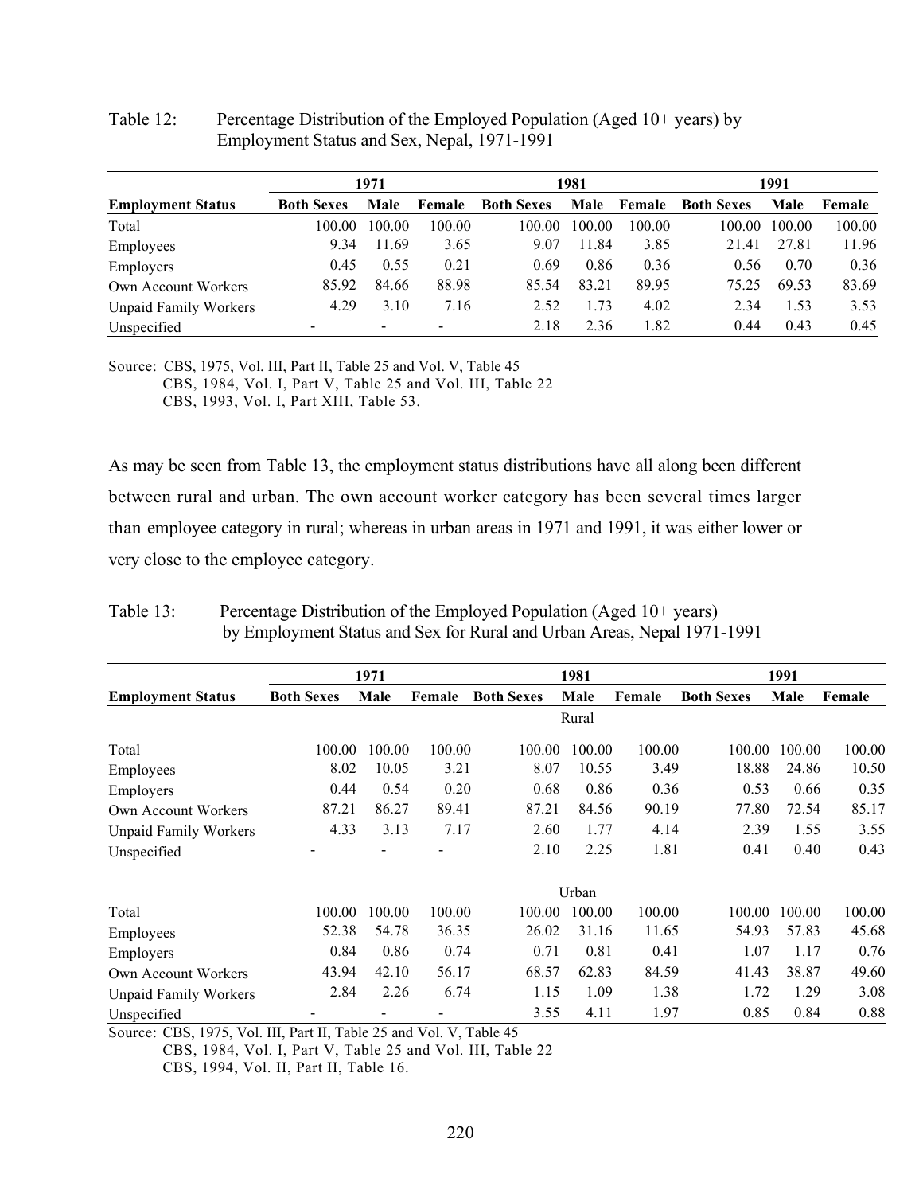Table 12: Percentage Distribution of the Employed Population (Aged 10+ years) by Employment Status and Sex, Nepal, 1971-1991

| | 1971 | | | 1981 | | | 1991 | | |
|---|---|---|---|---|---|---|---|---|---|
| **Employment Status** | **Both Sexes** | **Male** | **Female** | **Both Sexes** | **Male** | **Female** | **Both Sexes** | **Male** | **Female** |
| Total | 100.00 | 100.00 | 100.00 | 100.00 | 100.00 | 100.00 | 100.00 | 100.00 | 100.00 |
| Employees | 9.34 | 11.69 | 3.65 | 9.07 | 11.84 | 3.85 | 21.41 | 27.81 | 11.96 |
| Employers | 0.45 | 0.55 | 0.21 | 0.69 | 0.86 | 0.36 | 0.56 | 0.70 | 0.36 |
| Own Account Workers | 85.92 | 84.66 | 88.98 | 85.54 | 83.21 | 89.95 | 75.25 | 69.53 | 83.69 |
| Unpaid Family Workers | 4.29 | 3.10 | 7.16 | 2.52 | 1.73 | 4.02 | 2.34 | 1.53 | 3.53 |
| Unspecified | - | - | - | 2.18 | 2.36 | 1.82 | 0.44 | 0.43 | 0.45 |

Source: CBS, 1975, Vol. III, Part II, Table 25 and Vol. V, Table 45
CBS, 1984, Vol. I, Part V, Table 25 and Vol. III, Table 22
CBS, 1993, Vol. I, Part XIII, Table 53.

As may be seen from Table 13, the employment status distributions have all along been different between rural and urban. The own account worker category has been several times larger than employee category in rural; whereas in urban areas in 1971 and 1991, it was either lower or very close to the employee category.

Table 13: Percentage Distribution of the Employed Population (Aged 10+ years) by Employment Status and Sex for Rural and Urban Areas, Nepal 1971-1991

| | 1971 | | | 1981 | | | 1991 | | |
|---|---|---|---|---|---|---|---|---|---|
| **Employment Status** | **Both Sexes** | **Male** | **Female** | **Both Sexes** | **Male** | **Female** | **Both Sexes** | **Male** | **Female** |
| | | | | | Rural | | | | |
| Total | 100.00 | 100.00 | 100.00 | 100.00 | 100.00 | 100.00 | 100.00 | 100.00 | 100.00 |
| Employees | 8.02 | 10.05 | 3.21 | 8.07 | 10.55 | 3.49 | 18.88 | 24.86 | 10.50 |
| Employers | 0.44 | 0.54 | 0.20 | 0.68 | 0.86 | 0.36 | 0.53 | 0.66 | 0.35 |
| Own Account Workers | 87.21 | 86.27 | 89.41 | 87.21 | 84.56 | 90.19 | 77.80 | 72.54 | 85.17 |
| Unpaid Family Workers | 4.33 | 3.13 | 7.17 | 2.60 | 1.77 | 4.14 | 2.39 | 1.55 | 3.55 |
| Unspecified | - | - | - | 2.10 | 2.25 | 1.81 | 0.41 | 0.40 | 0.43 |
| | | | | | Urban | | | | |
| Total | 100.00 | 100.00 | 100.00 | 100.00 | 100.00 | 100.00 | 100.00 | 100.00 | 100.00 |
| Employees | 52.38 | 54.78 | 36.35 | 26.02 | 31.16 | 11.65 | 54.93 | 57.83 | 45.68 |
| Employers | 0.84 | 0.86 | 0.74 | 0.71 | 0.81 | 0.41 | 1.07 | 1.17 | 0.76 |
| Own Account Workers | 43.94 | 42.10 | 56.17 | 68.57 | 62.83 | 84.59 | 41.43 | 38.87 | 49.60 |
| Unpaid Family Workers | 2.84 | 2.26 | 6.74 | 1.15 | 1.09 | 1.38 | 1.72 | 1.29 | 3.08 |
| Unspecified | - | - | - | 3.55 | 4.11 | 1.97 | 0.85 | 0.84 | 0.88 |

Source: CBS, 1975, Vol. III, Part II, Table 25 and Vol. V, Table 45
CBS, 1984, Vol. I, Part V, Table 25 and Vol. III, Table 22
CBS, 1994, Vol. II, Part II, Table 16.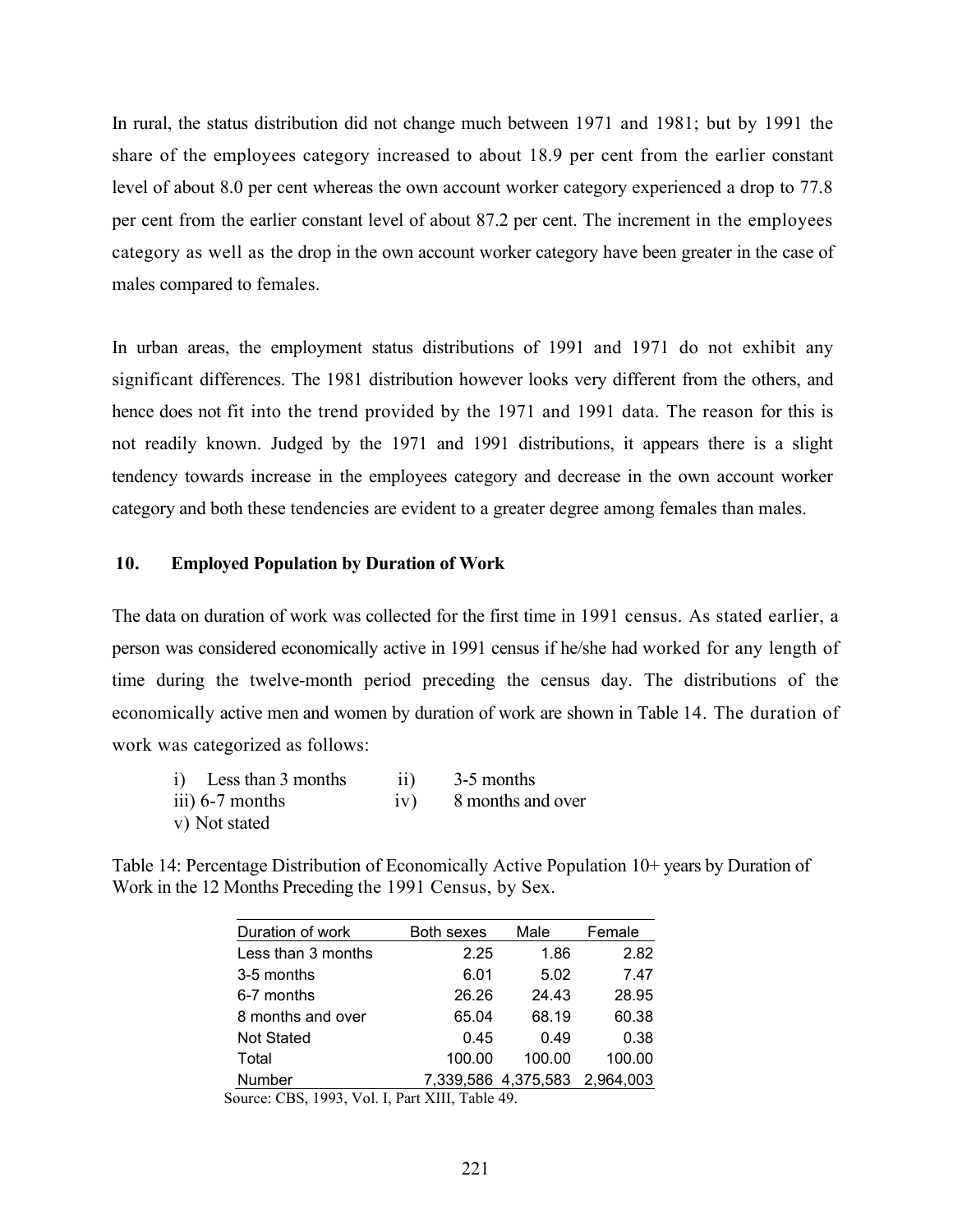In rural, the status distribution did not change much between 1971 and 1981; but by 1991 the share of the employees category increased to about 18.9 per cent from the earlier constant level of about 8.0 per cent whereas the own account worker category experienced a drop to 77.8 per cent from the earlier constant level of about 87.2 per cent. The increment in the employees category as well as the drop in the own account worker category have been greater in the case of males compared to females.

In urban areas, the employment status distributions of 1991 and 1971 do not exhibit any significant differences. The 1981 distribution however looks very different from the others, and hence does not fit into the trend provided by the 1971 and 1991 data. The reason for this is not readily known. Judged by the 1971 and 1991 distributions, it appears there is a slight tendency towards increase in the employees category and decrease in the own account worker category and both these tendencies are evident to a greater degree among females than males.

## 10. Employed Population by Duration of Work

The data on duration of work was collected for the first time in 1991 census. As stated earlier, a person was considered economically active in 1991 census if he/she had worked for any length of time during the twelve-month period preceding the census day. The distributions of the economically active men and women by duration of work are shown in Table 14. The duration of work was categorized as follows:

i) Less than 3 months
ii) 3-5 months
iii) 6-7 months
iv) 8 months and over
v) Not stated

Table 14: Percentage Distribution of Economically Active Population 10+ years by Duration of Work in the 12 Months Preceding the 1991 Census, by Sex.

| Duration of work | Both sexes | Male | Female |
|---|---|---|---|
| Less than 3 months | 2.25 | 1.86 | 2.82 |
| 3-5 months | 6.01 | 5.02 | 7.47 |
| 6-7 months | 26.26 | 24.43 | 28.95 |
| 8 months and over | 65.04 | 68.19 | 60.38 |
| Not Stated | 0.45 | 0.49 | 0.38 |
| Total | 100.00 | 100.00 | 100.00 |
| Number | 7,339,586 | 4,375,583 | 2,964,003 |

Source: CBS, 1993, Vol. I, Part XIII, Table 49.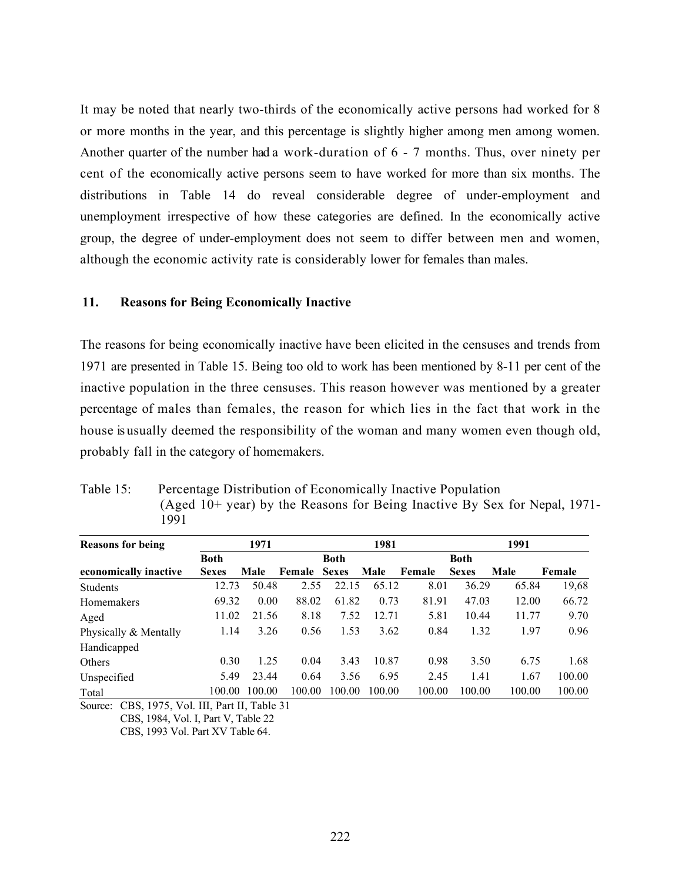It may be noted that nearly two-thirds of the economically active persons had worked for 8 or more months in the year, and this percentage is slightly higher among men among women. Another quarter of the number had a work-duration of 6 - 7 months. Thus, over ninety per cent of the economically active persons seem to have worked for more than six months. The distributions in Table 14 do reveal considerable degree of under-employment and unemployment irrespective of how these categories are defined. In the economically active group, the degree of under-employment does not seem to differ between men and women, although the economic activity rate is considerably lower for females than males.

## 11. Reasons for Being Economically Inactive

The reasons for being economically inactive have been elicited in the censuses and trends from 1971 are presented in Table 15. Being too old to work has been mentioned by 8-11 per cent of the inactive population in the three censuses. This reason however was mentioned by a greater percentage of males than females, the reason for which lies in the fact that work in the house is usually deemed the responsibility of the woman and many women even though old, probably fall in the category of homemakers.

Table 15: Percentage Distribution of Economically Inactive Population (Aged 10+ year) by the Reasons for Being Inactive By Sex for Nepal, 1971-1991

| Reasons for being | 1971 | | | 1981 | | | 1991 | | |
|---|---|---|---|---|---|---|---|---|---|
| economically inactive | Both Sexes | Male | Female | Both Sexes | Male | Female | Both Sexes | Male | Female |
| Students | 12.73 | 50.48 | 2.55 | 22.15 | 65.12 | 8.01 | 36.29 | 65.84 | 19,68 |
| Homemakers | 69.32 | 0.00 | 88.02 | 61.82 | 0.73 | 81.91 | 47.03 | 12.00 | 66.72 |
| Aged | 11.02 | 21.56 | 8.18 | 7.52 | 12.71 | 5.81 | 10.44 | 11.77 | 9.70 |
| Physically & Mentally Handicapped | 1.14 | 3.26 | 0.56 | 1.53 | 3.62 | 0.84 | 1.32 | 1.97 | 0.96 |
| Others | 0.30 | 1.25 | 0.04 | 3.43 | 10.87 | 0.98 | 3.50 | 6.75 | 1.68 |
| Unspecified | 5.49 | 23.44 | 0.64 | 3.56 | 6.95 | 2.45 | 1.41 | 1.67 | 100.00 |
| Total | 100.00 | 100.00 | 100.00 | 100.00 | 100.00 | 100.00 | 100.00 | 100.00 | 100.00 |

Source: CBS, 1975, Vol. III, Part II, Table 31
CBS, 1984, Vol. I, Part V, Table 22
CBS, 1993 Vol. Part XV Table 64.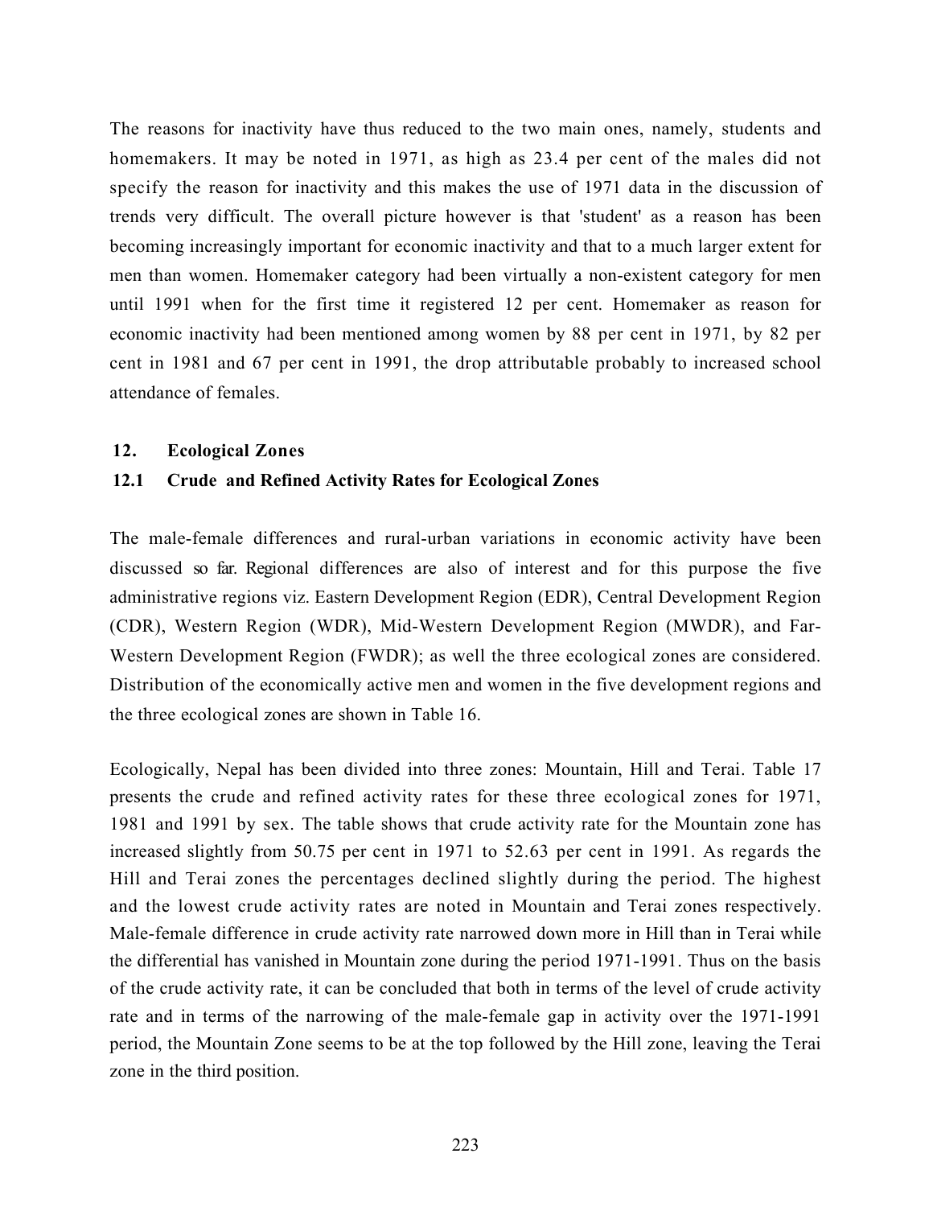The reasons for inactivity have thus reduced to the two main ones, namely, students and homemakers. It may be noted in 1971, as high as 23.4 per cent of the males did not specify the reason for inactivity and this makes the use of 1971 data in the discussion of trends very difficult. The overall picture however is that 'student' as a reason has been becoming increasingly important for economic inactivity and that to a much larger extent for men than women. Homemaker category had been virtually a non-existent category for men until 1991 when for the first time it registered 12 per cent. Homemaker as reason for economic inactivity had been mentioned among women by 88 per cent in 1971, by 82 per cent in 1981 and 67 per cent in 1991, the drop attributable probably to increased school attendance of females.

## 12. Ecological Zones

### 12.1 Crude and Refined Activity Rates for Ecological Zones

The male-female differences and rural-urban variations in economic activity have been discussed so far. Regional differences are also of interest and for this purpose the five administrative regions viz. Eastern Development Region (EDR), Central Development Region (CDR), Western Region (WDR), Mid-Western Development Region (MWDR), and Far-Western Development Region (FWDR); as well the three ecological zones are considered. Distribution of the economically active men and women in the five development regions and the three ecological zones are shown in Table 16.

Ecologically, Nepal has been divided into three zones: Mountain, Hill and Terai. Table 17 presents the crude and refined activity rates for these three ecological zones for 1971, 1981 and 1991 by sex. The table shows that crude activity rate for the Mountain zone has increased slightly from 50.75 per cent in 1971 to 52.63 per cent in 1991. As regards the Hill and Terai zones the percentages declined slightly during the period. The highest and the lowest crude activity rates are noted in Mountain and Terai zones respectively. Male-female difference in crude activity rate narrowed down more in Hill than in Terai while the differential has vanished in Mountain zone during the period 1971-1991. Thus on the basis of the crude activity rate, it can be concluded that both in terms of the level of crude activity rate and in terms of the narrowing of the male-female gap in activity over the 1971-1991 period, the Mountain Zone seems to be at the top followed by the Hill zone, leaving the Terai zone in the third position.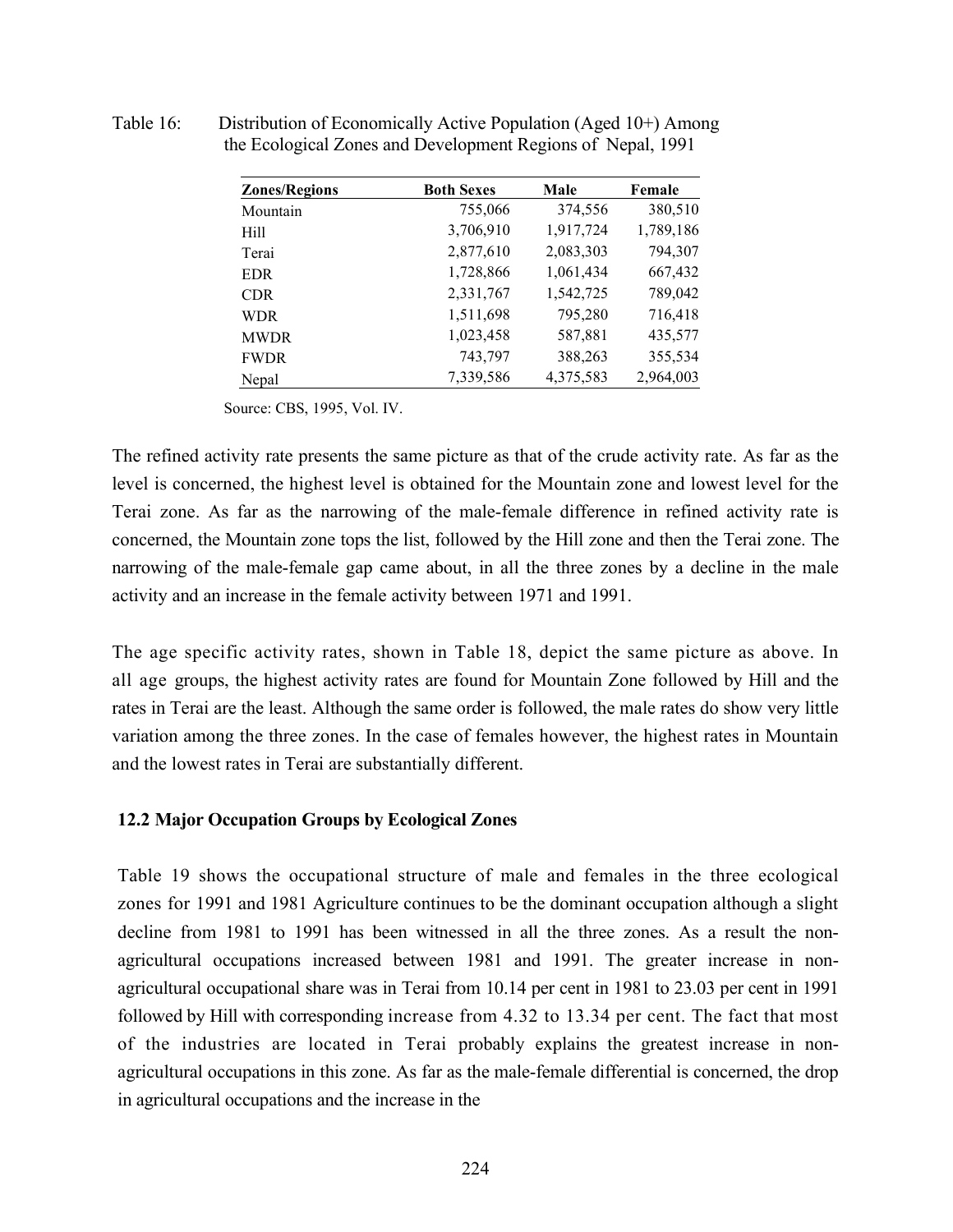Table 16: Distribution of Economically Active Population (Aged 10+) Among the Ecological Zones and Development Regions of Nepal, 1991

| Zones/Regions | Both Sexes | Male | Female |
|---|---|---|---|
| Mountain | 755,066 | 374,556 | 380,510 |
| Hill | 3,706,910 | 1,917,724 | 1,789,186 |
| Terai | 2,877,610 | 2,083,303 | 794,307 |
| EDR | 1,728,866 | 1,061,434 | 667,432 |
| CDR | 2,331,767 | 1,542,725 | 789,042 |
| WDR | 1,511,698 | 795,280 | 716,418 |
| MWDR | 1,023,458 | 587,881 | 435,577 |
| FWDR | 743,797 | 388,263 | 355,534 |
| Nepal | 7,339,586 | 4,375,583 | 2,964,003 |

Source: CBS, 1995, Vol. IV.

The refined activity rate presents the same picture as that of the crude activity rate. As far as the level is concerned, the highest level is obtained for the Mountain zone and lowest level for the Terai zone. As far as the narrowing of the male-female difference in refined activity rate is concerned, the Mountain zone tops the list, followed by the Hill zone and then the Terai zone. The narrowing of the male-female gap came about, in all the three zones by a decline in the male activity and an increase in the female activity between 1971 and 1991.

The age specific activity rates, shown in Table 18, depict the same picture as above. In all age groups, the highest activity rates are found for Mountain Zone followed by Hill and the rates in Terai are the least. Although the same order is followed, the male rates do show very little variation among the three zones. In the case of females however, the highest rates in Mountain and the lowest rates in Terai are substantially different.

### 12.2 Major Occupation Groups by Ecological Zones

Table 19 shows the occupational structure of male and females in the three ecological zones for 1991 and 1981 Agriculture continues to be the dominant occupation although a slight decline from 1981 to 1991 has been witnessed in all the three zones. As a result the non-agricultural occupations increased between 1981 and 1991. The greater increase in non-agricultural occupational share was in Terai from 10.14 per cent in 1981 to 23.03 per cent in 1991 followed by Hill with corresponding increase from 4.32 to 13.34 per cent. The fact that most of the industries are located in Terai probably explains the greatest increase in non-agricultural occupations in this zone. As far as the male-female differential is concerned, the drop in agricultural occupations and the increase in the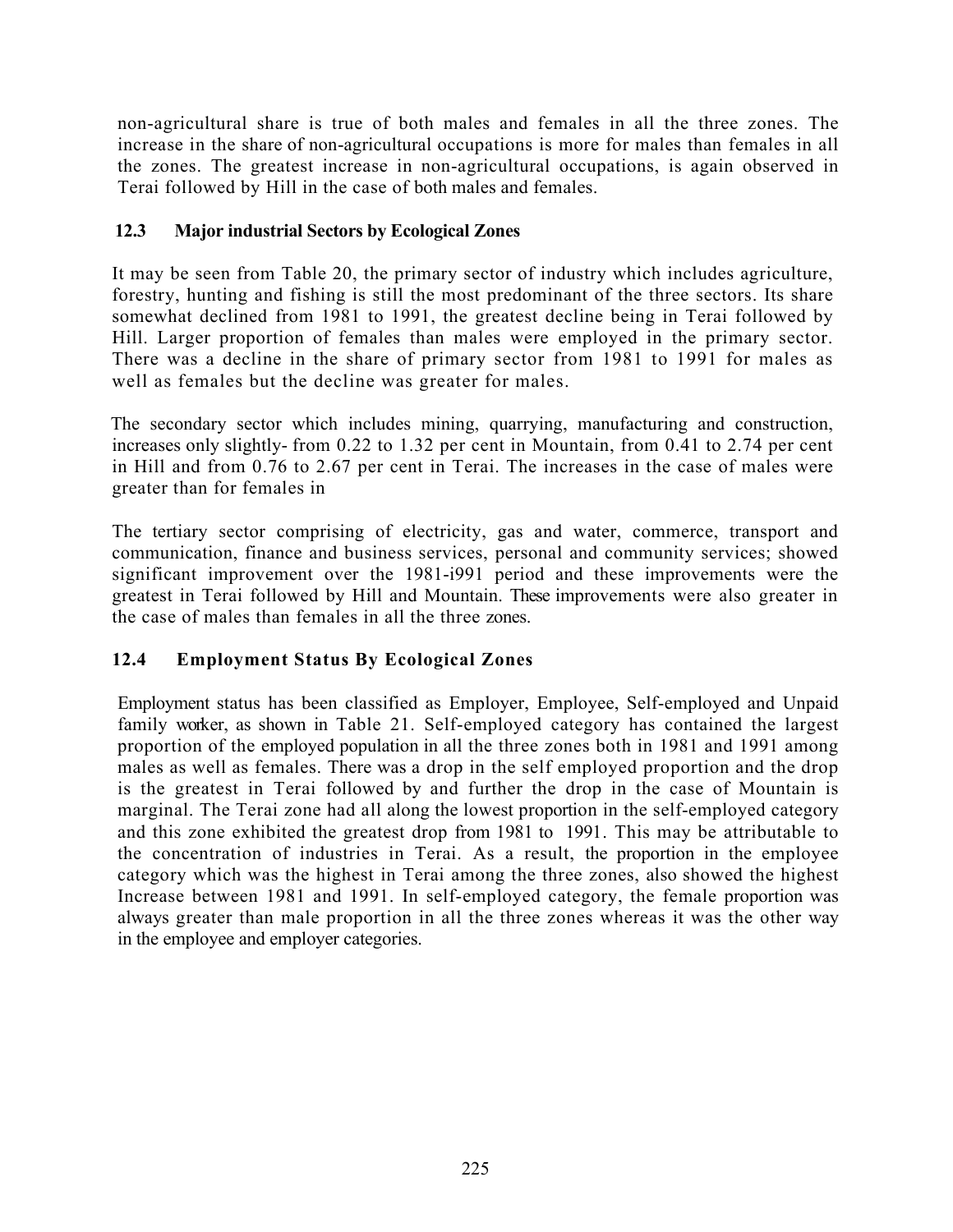non-agricultural share is true of both males and females in all the three zones. The increase in the share of non-agricultural occupations is more for males than females in all the zones. The greatest increase in non-agricultural occupations, is again observed in Terai followed by Hill in the case of both males and females.

### 12.3 Major industrial Sectors by Ecological Zones

It may be seen from Table 20, the primary sector of industry which includes agriculture, forestry, hunting and fishing is still the most predominant of the three sectors. Its share somewhat declined from 1981 to 1991, the greatest decline being in Terai followed by Hill. Larger proportion of females than males were employed in the primary sector. There was a decline in the share of primary sector from 1981 to 1991 for males as well as females but the decline was greater for males.

The secondary sector which includes mining, quarrying, manufacturing and construction, increases only slightly- from 0.22 to 1.32 per cent in Mountain, from 0.41 to 2.74 per cent in Hill and from 0.76 to 2.67 per cent in Terai. The increases in the case of males were greater than for females in

The tertiary sector comprising of electricity, gas and water, commerce, transport and communication, finance and business services, personal and community services; showed significant improvement over the 1981-i991 period and these improvements were the greatest in Terai followed by Hill and Mountain. These improvements were also greater in the case of males than females in all the three zones.

### 12.4 Employment Status By Ecological Zones

Employment status has been classified as Employer, Employee, Self-employed and Unpaid family worker, as shown in Table 21. Self-employed category has contained the largest proportion of the employed population in all the three zones both in 1981 and 1991 among males as well as females. There was a drop in the self employed proportion and the drop is the greatest in Terai followed by and further the drop in the case of Mountain is marginal. The Terai zone had all along the lowest proportion in the self-employed category and this zone exhibited the greatest drop from 1981 to 1991. This may be attributable to the concentration of industries in Terai. As a result, the proportion in the employee category which was the highest in Terai among the three zones, also showed the highest Increase between 1981 and 1991. In self-employed category, the female proportion was always greater than male proportion in all the three zones whereas it was the other way in the employee and employer categories.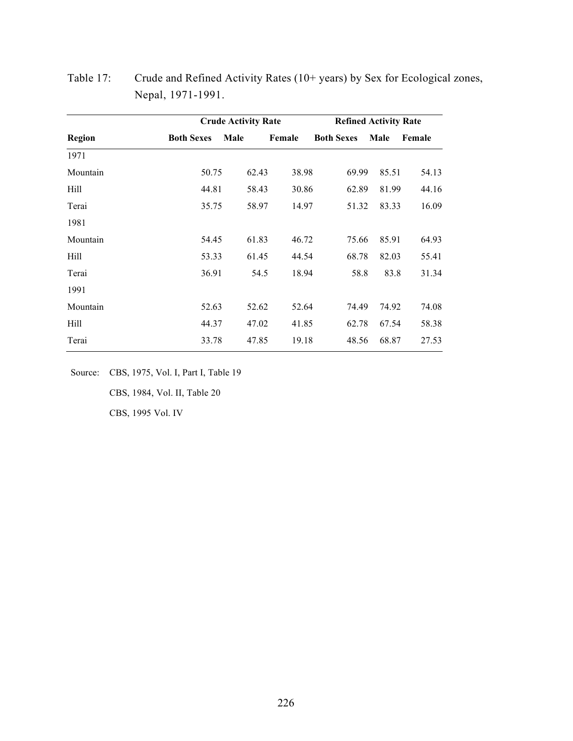Table 17: Crude and Refined Activity Rates (10+ years) by Sex for Ecological zones, Nepal, 1971-1991.

| | Crude Activity Rate | | | Refined Activity Rate | | |
|---|---|---|---|---|---|---|
| **Region** | **Both Sexes** | **Male** | **Female** | **Both Sexes** | **Male** | **Female** |
| 1971 | | | | | | |
| Mountain | 50.75 | 62.43 | 38.98 | 69.99 | 85.51 | 54.13 |
| Hill | 44.81 | 58.43 | 30.86 | 62.89 | 81.99 | 44.16 |
| Terai | 35.75 | 58.97 | 14.97 | 51.32 | 83.33 | 16.09 |
| 1981 | | | | | | |
| Mountain | 54.45 | 61.83 | 46.72 | 75.66 | 85.91 | 64.93 |
| Hill | 53.33 | 61.45 | 44.54 | 68.78 | 82.03 | 55.41 |
| Terai | 36.91 | 54.5 | 18.94 | 58.8 | 83.8 | 31.34 |
| 1991 | | | | | | |
| Mountain | 52.63 | 52.62 | 52.64 | 74.49 | 74.92 | 74.08 |
| Hill | 44.37 | 47.02 | 41.85 | 62.78 | 67.54 | 58.38 |
| Terai | 33.78 | 47.85 | 19.18 | 48.56 | 68.87 | 27.53 |

Source: CBS, 1975, Vol. I, Part I, Table 19

CBS, 1984, Vol. II, Table 20

CBS, 1995 Vol. IV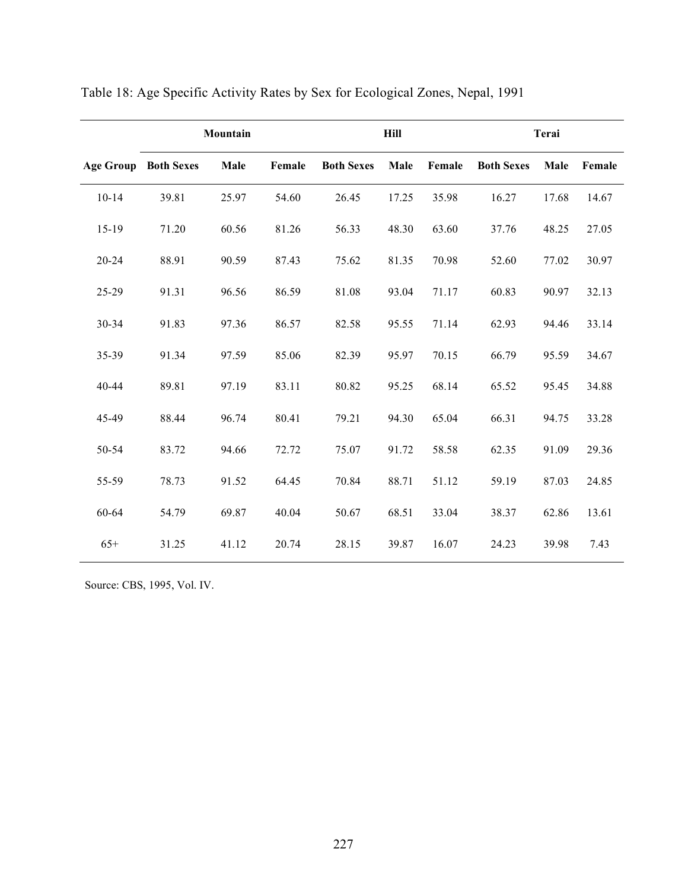Table 18: Age Specific Activity Rates by Sex for Ecological Zones, Nepal, 1991

| | Mountain | | | Hill | | | Terai | | |
|---|---|---|---|---|---|---|---|---|---|
| **Age Group** | **Both Sexes** | **Male** | **Female** | **Both Sexes** | **Male** | **Female** | **Both Sexes** | **Male** | **Female** |
| 10-14 | 39.81 | 25.97 | 54.60 | 26.45 | 17.25 | 35.98 | 16.27 | 17.68 | 14.67 |
| 15-19 | 71.20 | 60.56 | 81.26 | 56.33 | 48.30 | 63.60 | 37.76 | 48.25 | 27.05 |
| 20-24 | 88.91 | 90.59 | 87.43 | 75.62 | 81.35 | 70.98 | 52.60 | 77.02 | 30.97 |
| 25-29 | 91.31 | 96.56 | 86.59 | 81.08 | 93.04 | 71.17 | 60.83 | 90.97 | 32.13 |
| 30-34 | 91.83 | 97.36 | 86.57 | 82.58 | 95.55 | 71.14 | 62.93 | 94.46 | 33.14 |
| 35-39 | 91.34 | 97.59 | 85.06 | 82.39 | 95.97 | 70.15 | 66.79 | 95.59 | 34.67 |
| 40-44 | 89.81 | 97.19 | 83.11 | 80.82 | 95.25 | 68.14 | 65.52 | 95.45 | 34.88 |
| 45-49 | 88.44 | 96.74 | 80.41 | 79.21 | 94.30 | 65.04 | 66.31 | 94.75 | 33.28 |
| 50-54 | 83.72 | 94.66 | 72.72 | 75.07 | 91.72 | 58.58 | 62.35 | 91.09 | 29.36 |
| 55-59 | 78.73 | 91.52 | 64.45 | 70.84 | 88.71 | 51.12 | 59.19 | 87.03 | 24.85 |
| 60-64 | 54.79 | 69.87 | 40.04 | 50.67 | 68.51 | 33.04 | 38.37 | 62.86 | 13.61 |
| 65+ | 31.25 | 41.12 | 20.74 | 28.15 | 39.87 | 16.07 | 24.23 | 39.98 | 7.43 |

Source: CBS, 1995, Vol. IV.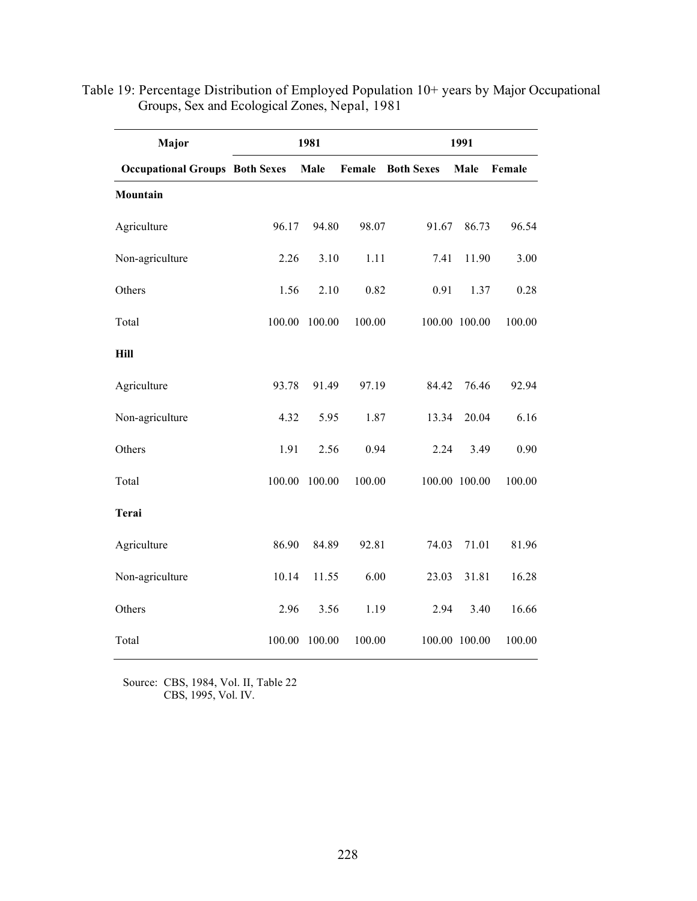Table 19: Percentage Distribution of Employed Population 10+ years by Major Occupational Groups, Sex and Ecological Zones, Nepal, 1981

| Major | 1981 | | | 1991 | | |
|---|---|---|---|---|---|---|
| **Occupational Groups** | **Both Sexes** | **Male** | **Female** | **Both Sexes** | **Male** | **Female** |
| **Mountain** | | | | | | |
| Agriculture | 96.17 | 94.80 | 98.07 | 91.67 | 86.73 | 96.54 |
| Non-agriculture | 2.26 | 3.10 | 1.11 | 7.41 | 11.90 | 3.00 |
| Others | 1.56 | 2.10 | 0.82 | 0.91 | 1.37 | 0.28 |
| Total | 100.00 | 100.00 | 100.00 | 100.00 | 100.00 | 100.00 |
| **Hill** | | | | | | |
| Agriculture | 93.78 | 91.49 | 97.19 | 84.42 | 76.46 | 92.94 |
| Non-agriculture | 4.32 | 5.95 | 1.87 | 13.34 | 20.04 | 6.16 |
| Others | 1.91 | 2.56 | 0.94 | 2.24 | 3.49 | 0.90 |
| Total | 100.00 | 100.00 | 100.00 | 100.00 | 100.00 | 100.00 |
| **Terai** | | | | | | |
| Agriculture | 86.90 | 84.89 | 92.81 | 74.03 | 71.01 | 81.96 |
| Non-agriculture | 10.14 | 11.55 | 6.00 | 23.03 | 31.81 | 16.28 |
| Others | 2.96 | 3.56 | 1.19 | 2.94 | 3.40 | 16.66 |
| Total | 100.00 | 100.00 | 100.00 | 100.00 | 100.00 | 100.00 |

Source: CBS, 1984, Vol. II, Table 22
CBS, 1995, Vol. IV.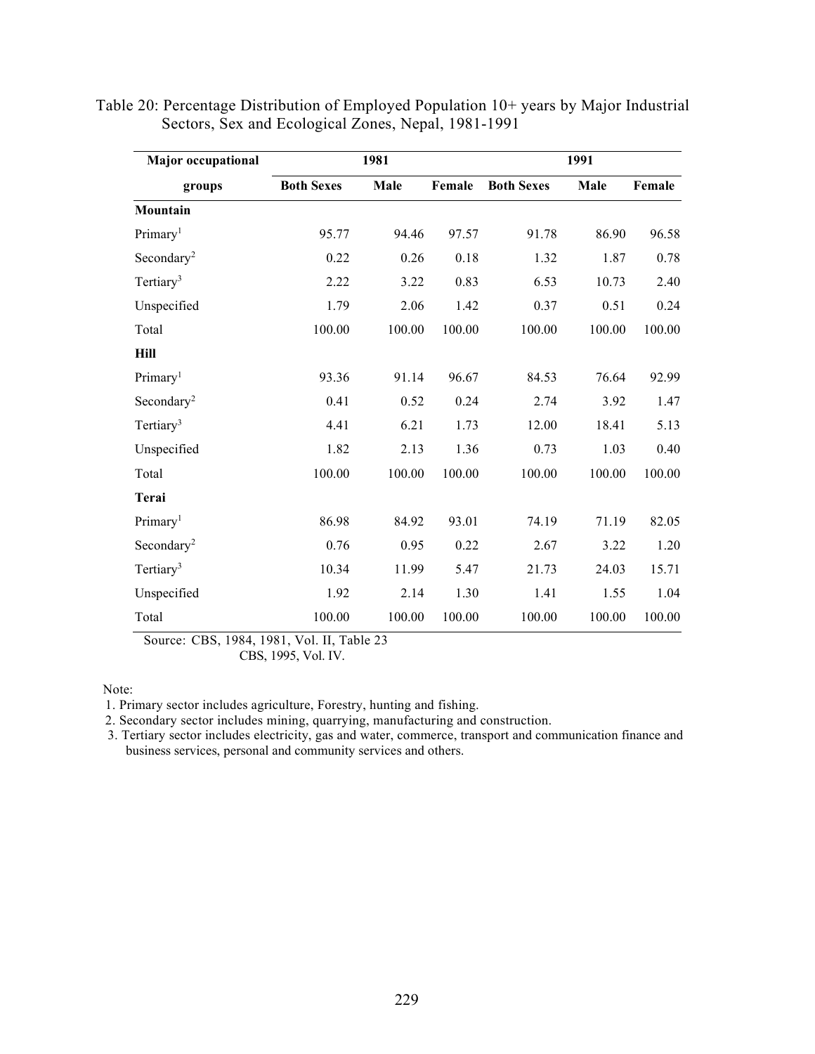Table 20: Percentage Distribution of Employed Population 10+ years by Major Industrial Sectors, Sex and Ecological Zones, Nepal, 1981-1991

| Major occupational | 1981 | | | 1991 | | |
|---|---|---|---|---|---|---|
| groups | Both Sexes | Male | Female | Both Sexes | Male | Female |
| **Mountain** | | | | | | |
| Primary[1] | 95.77 | 94.46 | 97.57 | 91.78 | 86.90 | 96.58 |
| Secondary[2] | 0.22 | 0.26 | 0.18 | 1.32 | 1.87 | 0.78 |
| Tertiary[3] | 2.22 | 3.22 | 0.83 | 6.53 | 10.73 | 2.40 |
| Unspecified | 1.79 | 2.06 | 1.42 | 0.37 | 0.51 | 0.24 |
| Total | 100.00 | 100.00 | 100.00 | 100.00 | 100.00 | 100.00 |
| **Hill** | | | | | | |
| Primary[1] | 93.36 | 91.14 | 96.67 | 84.53 | 76.64 | 92.99 |
| Secondary[2] | 0.41 | 0.52 | 0.24 | 2.74 | 3.92 | 1.47 |
| Tertiary[3] | 4.41 | 6.21 | 1.73 | 12.00 | 18.41 | 5.13 |
| Unspecified | 1.82 | 2.13 | 1.36 | 0.73 | 1.03 | 0.40 |
| Total | 100.00 | 100.00 | 100.00 | 100.00 | 100.00 | 100.00 |
| **Terai** | | | | | | |
| Primary[1] | 86.98 | 84.92 | 93.01 | 74.19 | 71.19 | 82.05 |
| Secondary[2] | 0.76 | 0.95 | 0.22 | 2.67 | 3.22 | 1.20 |
| Tertiary[3] | 10.34 | 11.99 | 5.47 | 21.73 | 24.03 | 15.71 |
| Unspecified | 1.92 | 2.14 | 1.30 | 1.41 | 1.55 | 1.04 |
| Total | 100.00 | 100.00 | 100.00 | 100.00 | 100.00 | 100.00 |

Source: CBS, 1984, 1981, Vol. II, Table 23
CBS, 1995, Vol. IV.

Note:

1. Primary sector includes agriculture, Forestry, hunting and fishing.
2. Secondary sector includes mining, quarrying, manufacturing and construction.
3. Tertiary sector includes electricity, gas and water, commerce, transport and communication finance and business services, personal and community services and others.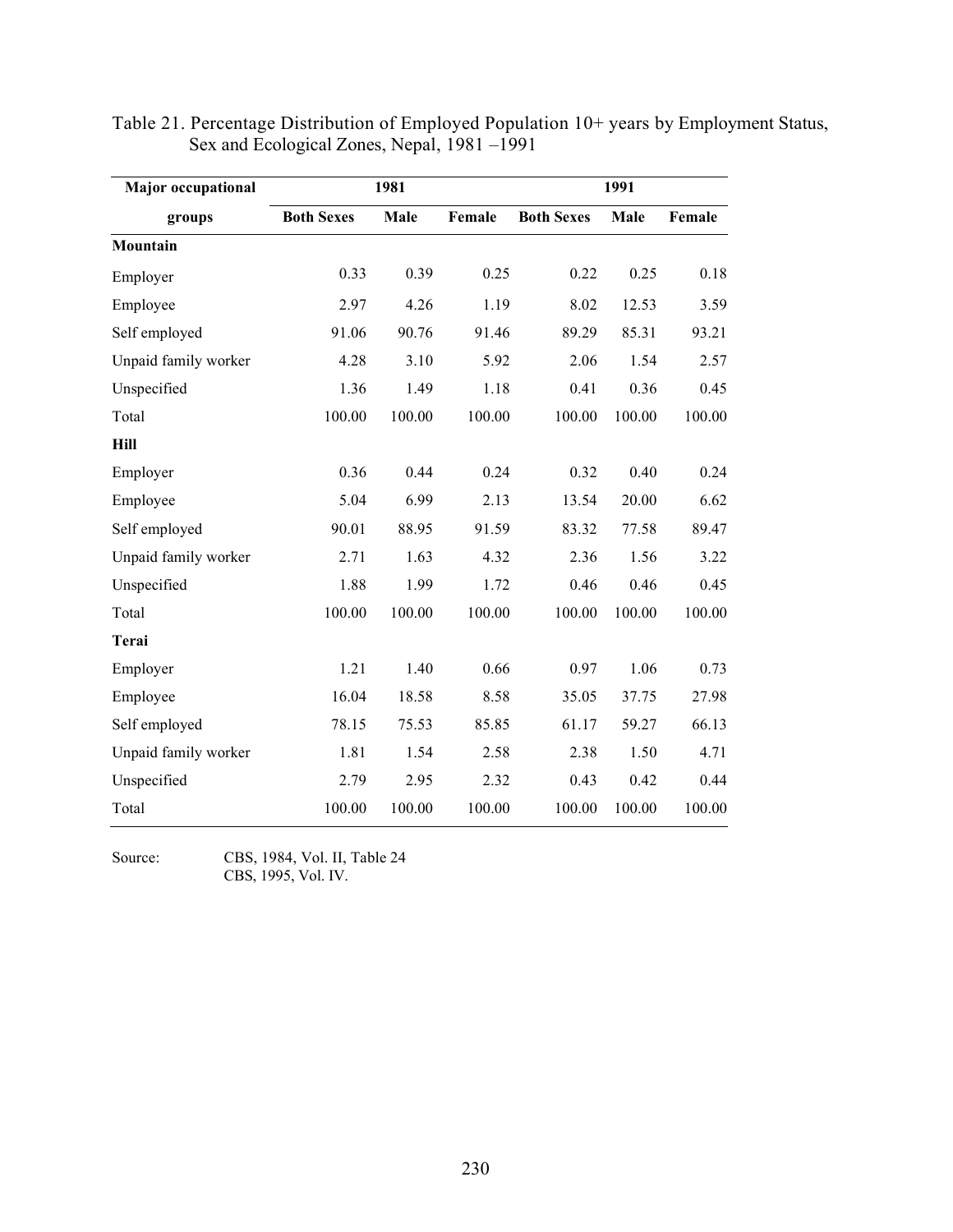Table 21. Percentage Distribution of Employed Population 10+ years by Employment Status, Sex and Ecological Zones, Nepal, 1981 –1991

| Major occupational | 1981 | | | 1991 | | |
|---|---|---|---|---|---|---|
| groups | Both Sexes | Male | Female | Both Sexes | Male | Female |
| **Mountain** | | | | | | |
| Employer | 0.33 | 0.39 | 0.25 | 0.22 | 0.25 | 0.18 |
| Employee | 2.97 | 4.26 | 1.19 | 8.02 | 12.53 | 3.59 |
| Self employed | 91.06 | 90.76 | 91.46 | 89.29 | 85.31 | 93.21 |
| Unpaid family worker | 4.28 | 3.10 | 5.92 | 2.06 | 1.54 | 2.57 |
| Unspecified | 1.36 | 1.49 | 1.18 | 0.41 | 0.36 | 0.45 |
| Total | 100.00 | 100.00 | 100.00 | 100.00 | 100.00 | 100.00 |
| **Hill** | | | | | | |
| Employer | 0.36 | 0.44 | 0.24 | 0.32 | 0.40 | 0.24 |
| Employee | 5.04 | 6.99 | 2.13 | 13.54 | 20.00 | 6.62 |
| Self employed | 90.01 | 88.95 | 91.59 | 83.32 | 77.58 | 89.47 |
| Unpaid family worker | 2.71 | 1.63 | 4.32 | 2.36 | 1.56 | 3.22 |
| Unspecified | 1.88 | 1.99 | 1.72 | 0.46 | 0.46 | 0.45 |
| Total | 100.00 | 100.00 | 100.00 | 100.00 | 100.00 | 100.00 |
| **Terai** | | | | | | |
| Employer | 1.21 | 1.40 | 0.66 | 0.97 | 1.06 | 0.73 |
| Employee | 16.04 | 18.58 | 8.58 | 35.05 | 37.75 | 27.98 |
| Self employed | 78.15 | 75.53 | 85.85 | 61.17 | 59.27 | 66.13 |
| Unpaid family worker | 1.81 | 1.54 | 2.58 | 2.38 | 1.50 | 4.71 |
| Unspecified | 2.79 | 2.95 | 2.32 | 0.43 | 0.42 | 0.44 |
| Total | 100.00 | 100.00 | 100.00 | 100.00 | 100.00 | 100.00 |

Source: CBS, 1984, Vol. II, Table 24
CBS, 1995, Vol. IV.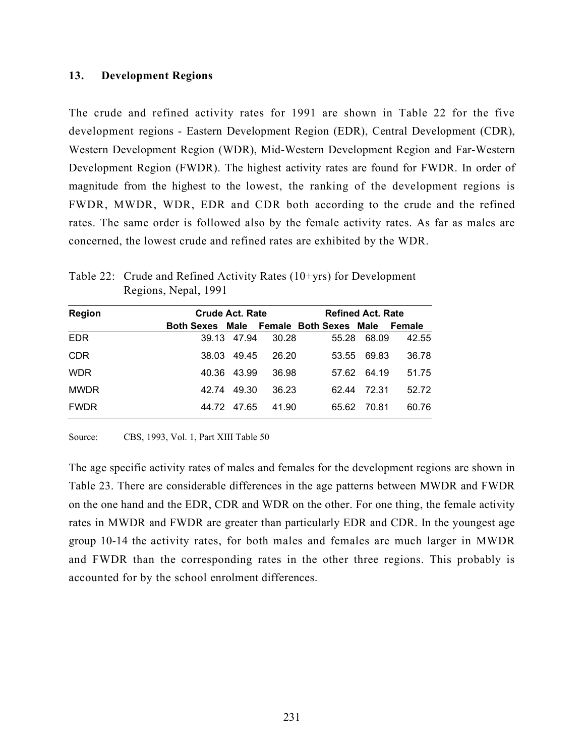## 13. Development Regions

The crude and refined activity rates for 1991 are shown in Table 22 for the five development regions - Eastern Development Region (EDR), Central Development (CDR), Western Development Region (WDR), Mid-Western Development Region and Far-Western Development Region (FWDR). The highest activity rates are found for FWDR. In order of magnitude from the highest to the lowest, the ranking of the development regions is FWDR, MWDR, WDR, EDR and CDR both according to the crude and the refined rates. The same order is followed also by the female activity rates. As far as males are concerned, the lowest crude and refined rates are exhibited by the WDR.

Table 22: Crude and Refined Activity Rates (10+yrs) for Development Regions, Nepal, 1991

| Region | Crude Act. Rate | | | Refined Act. Rate | | |
|---|---|---|---|---|---|---|
| | Both Sexes | Male | Female | Both Sexes | Male | Female |
| EDR | 39.13 | 47.94 | 30.28 | 55.28 | 68.09 | 42.55 |
| CDR | 38.03 | 49.45 | 26.20 | 53.55 | 69.83 | 36.78 |
| WDR | 40.36 | 43.99 | 36.98 | 57.62 | 64.19 | 51.75 |
| MWDR | 42.74 | 49.30 | 36.23 | 62.44 | 72.31 | 52.72 |
| FWDR | 44.72 | 47.65 | 41.90 | 65.62 | 70.81 | 60.76 |

Source: CBS, 1993, Vol. 1, Part XIII Table 50

The age specific activity rates of males and females for the development regions are shown in Table 23. There are considerable differences in the age patterns between MWDR and FWDR on the one hand and the EDR, CDR and WDR on the other. For one thing, the female activity rates in MWDR and FWDR are greater than particularly EDR and CDR. In the youngest age group 10-14 the activity rates, for both males and females are much larger in MWDR and FWDR than the corresponding rates in the other three regions. This probably is accounted for by the school enrolment differences.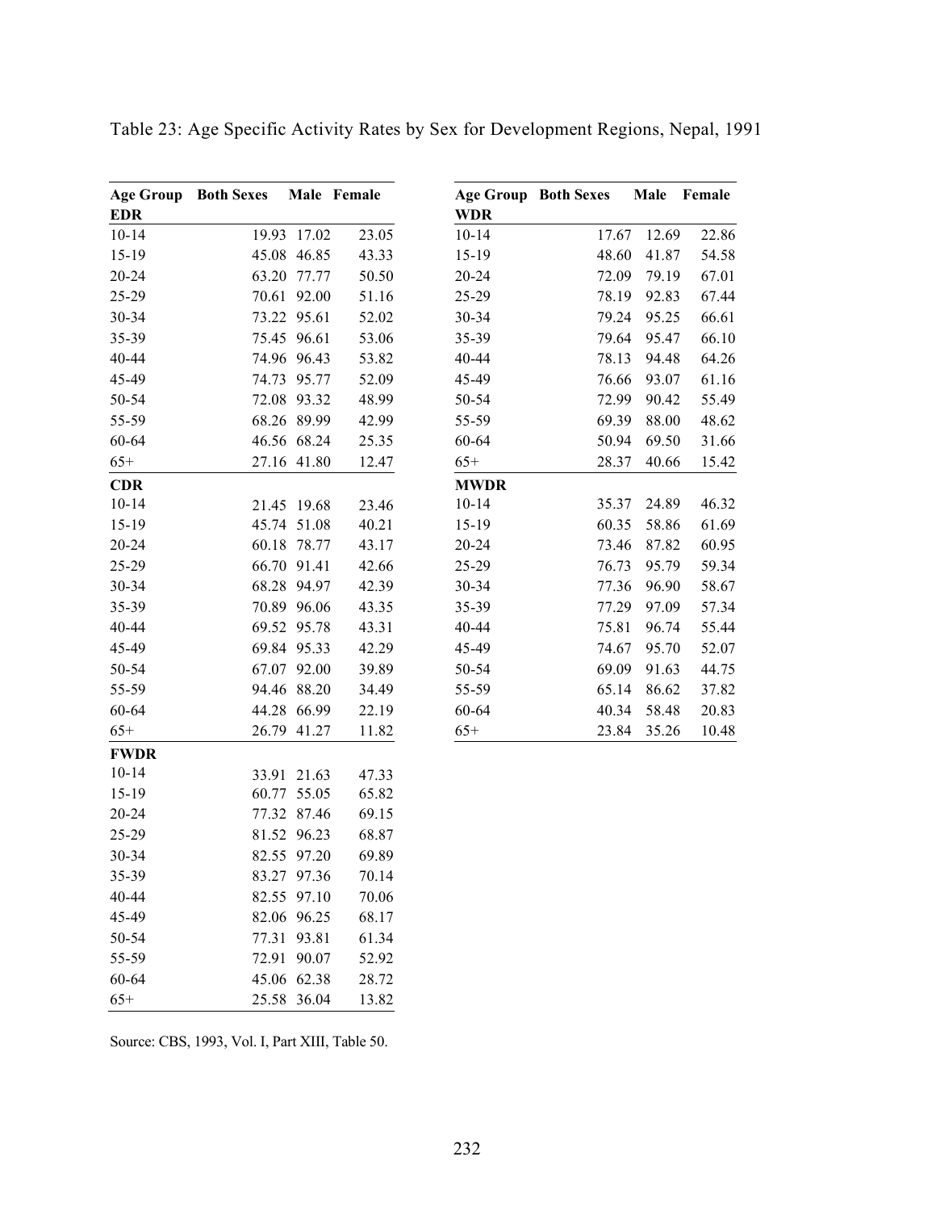Table 23: Age Specific Activity Rates by Sex for Development Regions, Nepal, 1991

| Age Group | Both Sexes | Male | Female |
|---|---|---|---|
| **EDR** | | | |
| 10-14 | 19.93 | 17.02 | 23.05 |
| 15-19 | 45.08 | 46.85 | 43.33 |
| 20-24 | 63.20 | 77.77 | 50.50 |
| 25-29 | 70.61 | 92.00 | 51.16 |
| 30-34 | 73.22 | 95.61 | 52.02 |
| 35-39 | 75.45 | 96.61 | 53.06 |
| 40-44 | 74.96 | 96.43 | 53.82 |
| 45-49 | 74.73 | 95.77 | 52.09 |
| 50-54 | 72.08 | 93.32 | 48.99 |
| 55-59 | 68.26 | 89.99 | 42.99 |
| 60-64 | 46.56 | 68.24 | 25.35 |
| 65+ | 27.16 | 41.80 | 12.47 |
| **CDR** | | | |
| 10-14 | 21.45 | 19.68 | 23.46 |
| 15-19 | 45.74 | 51.08 | 40.21 |
| 20-24 | 60.18 | 78.77 | 43.17 |
| 25-29 | 66.70 | 91.41 | 42.66 |
| 30-34 | 68.28 | 94.97 | 42.39 |
| 35-39 | 70.89 | 96.06 | 43.35 |
| 40-44 | 69.52 | 95.78 | 43.31 |
| 45-49 | 69.84 | 95.33 | 42.29 |
| 50-54 | 67.07 | 92.00 | 39.89 |
| 55-59 | 94.46 | 88.20 | 34.49 |
| 60-64 | 44.28 | 66.99 | 22.19 |
| 65+ | 26.79 | 41.27 | 11.82 |
| **FWDR** | | | |
| 10-14 | 33.91 | 21.63 | 47.33 |
| 15-19 | 60.77 | 55.05 | 65.82 |
| 20-24 | 77.32 | 87.46 | 69.15 |
| 25-29 | 81.52 | 96.23 | 68.87 |
| 30-34 | 82.55 | 97.20 | 69.89 |
| 35-39 | 83.27 | 97.36 | 70.14 |
| 40-44 | 82.55 | 97.10 | 70.06 |
| 45-49 | 82.06 | 96.25 | 68.17 |
| 50-54 | 77.31 | 93.81 | 61.34 |
| 55-59 | 72.91 | 90.07 | 52.92 |
| 60-64 | 45.06 | 62.38 | 28.72 |
| 65+ | 25.58 | 36.04 | 13.82 |

| Age Group | Both Sexes | Male | Female |
|---|---|---|---|
| **WDR** | | | |
| 10-14 | 17.67 | 12.69 | 22.86 |
| 15-19 | 48.60 | 41.87 | 54.58 |
| 20-24 | 72.09 | 79.19 | 67.01 |
| 25-29 | 78.19 | 92.83 | 67.44 |
| 30-34 | 79.24 | 95.25 | 66.61 |
| 35-39 | 79.64 | 95.47 | 66.10 |
| 40-44 | 78.13 | 94.48 | 64.26 |
| 45-49 | 76.66 | 93.07 | 61.16 |
| 50-54 | 72.99 | 90.42 | 55.49 |
| 55-59 | 69.39 | 88.00 | 48.62 |
| 60-64 | 50.94 | 69.50 | 31.66 |
| 65+ | 28.37 | 40.66 | 15.42 |
| **MWDR** | | | |
| 10-14 | 35.37 | 24.89 | 46.32 |
| 15-19 | 60.35 | 58.86 | 61.69 |
| 20-24 | 73.46 | 87.82 | 60.95 |
| 25-29 | 76.73 | 95.79 | 59.34 |
| 30-34 | 77.36 | 96.90 | 58.67 |
| 35-39 | 77.29 | 97.09 | 57.34 |
| 40-44 | 75.81 | 96.74 | 55.44 |
| 45-49 | 74.67 | 95.70 | 52.07 |
| 50-54 | 69.09 | 91.63 | 44.75 |
| 55-59 | 65.14 | 86.62 | 37.82 |
| 60-64 | 40.34 | 58.48 | 20.83 |
| 65+ | 23.84 | 35.26 | 10.48 |

Source: CBS, 1993, Vol. I, Part XIII, Table 50.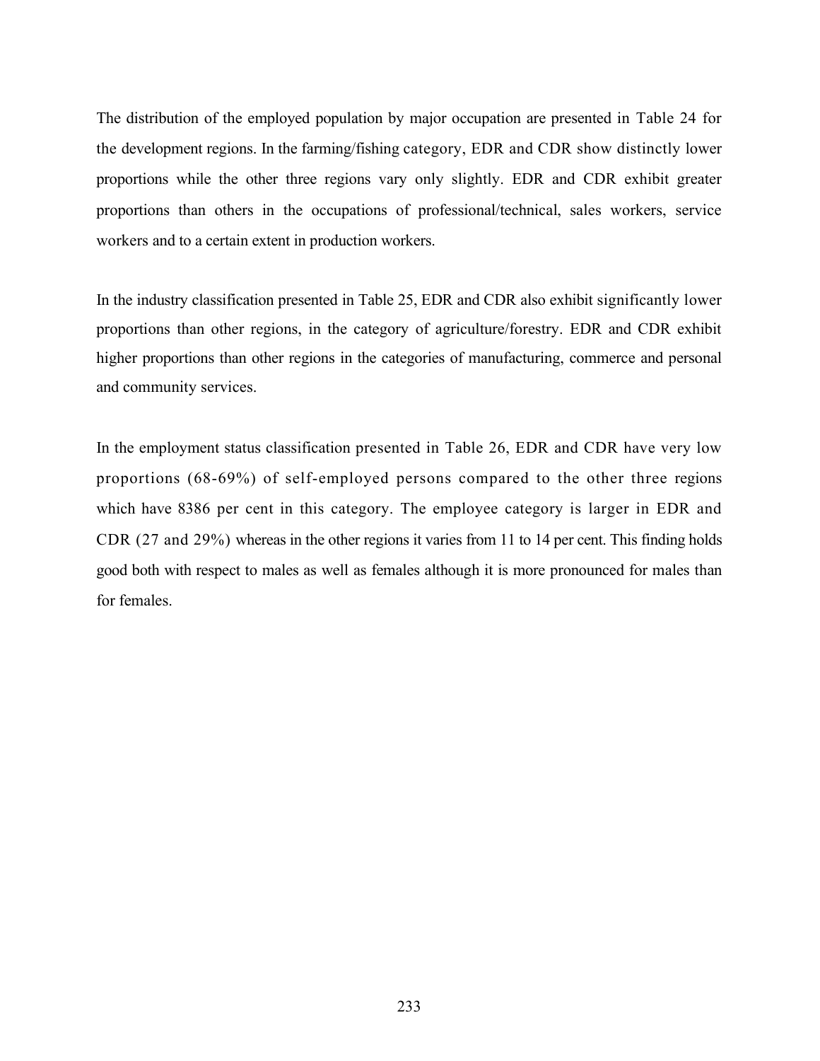The distribution of the employed population by major occupation are presented in Table 24 for the development regions. In the farming/fishing category, EDR and CDR show distinctly lower proportions while the other three regions vary only slightly. EDR and CDR exhibit greater proportions than others in the occupations of professional/technical, sales workers, service workers and to a certain extent in production workers.

In the industry classification presented in Table 25, EDR and CDR also exhibit significantly lower proportions than other regions, in the category of agriculture/forestry. EDR and CDR exhibit higher proportions than other regions in the categories of manufacturing, commerce and personal and community services.

In the employment status classification presented in Table 26, EDR and CDR have very low proportions (68-69%) of self-employed persons compared to the other three regions which have 8386 per cent in this category. The employee category is larger in EDR and CDR (27 and 29%) whereas in the other regions it varies from 11 to 14 per cent. This finding holds good both with respect to males as well as females although it is more pronounced for males than for females.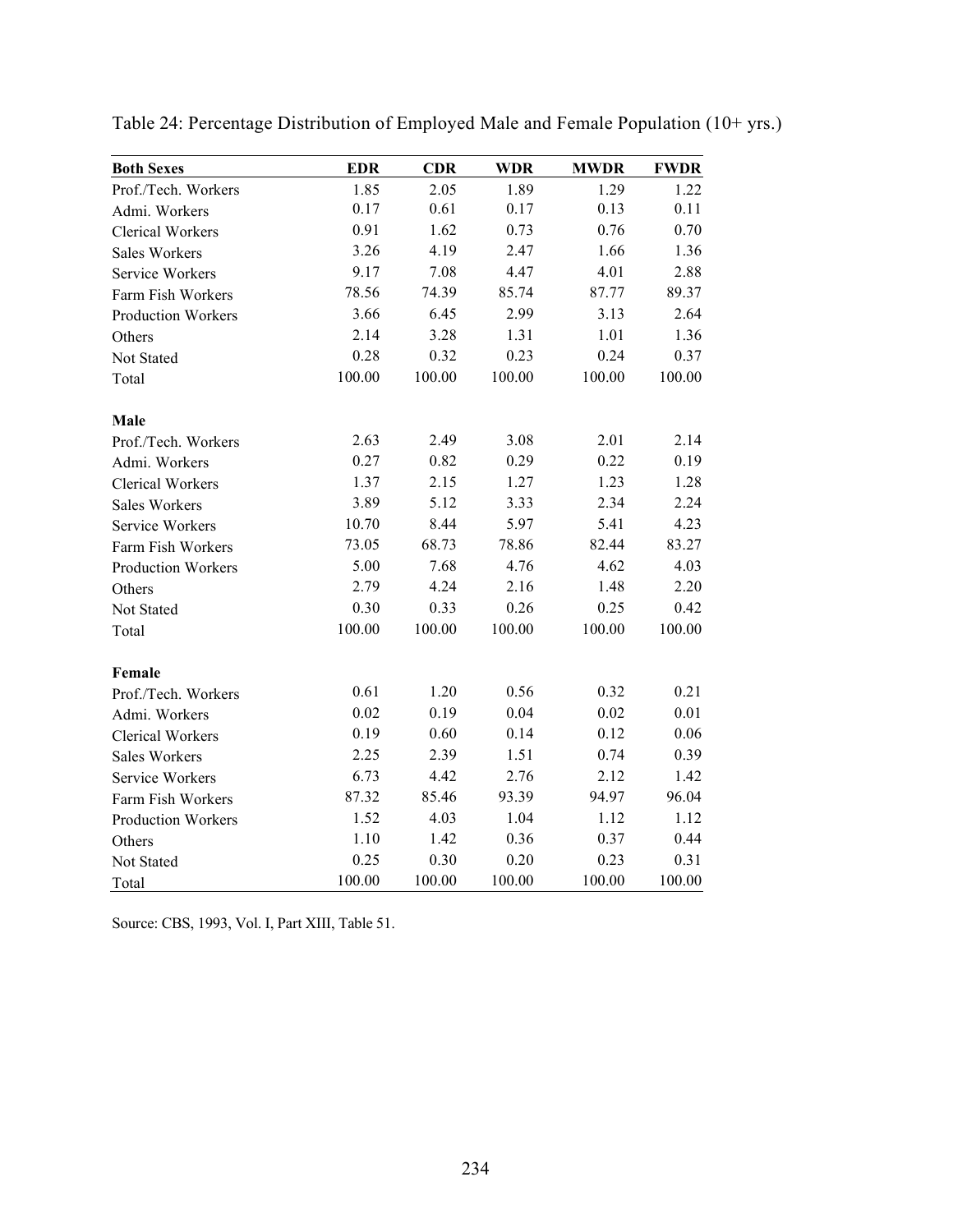Table 24: Percentage Distribution of Employed Male and Female Population (10+ yrs.)

| **Both Sexes** | **EDR** | **CDR** | **WDR** | **MWDR** | **FWDR** |
|---|---|---|---|---|---|
| Prof./Tech. Workers | 1.85 | 2.05 | 1.89 | 1.29 | 1.22 |
| Admi. Workers | 0.17 | 0.61 | 0.17 | 0.13 | 0.11 |
| Clerical Workers | 0.91 | 1.62 | 0.73 | 0.76 | 0.70 |
| Sales Workers | 3.26 | 4.19 | 2.47 | 1.66 | 1.36 |
| Service Workers | 9.17 | 7.08 | 4.47 | 4.01 | 2.88 |
| Farm Fish Workers | 78.56 | 74.39 | 85.74 | 87.77 | 89.37 |
| Production Workers | 3.66 | 6.45 | 2.99 | 3.13 | 2.64 |
| Others | 2.14 | 3.28 | 1.31 | 1.01 | 1.36 |
| Not Stated | 0.28 | 0.32 | 0.23 | 0.24 | 0.37 |
| Total | 100.00 | 100.00 | 100.00 | 100.00 | 100.00 |
| **Male** | | | | | |
| Prof./Tech. Workers | 2.63 | 2.49 | 3.08 | 2.01 | 2.14 |
| Admi. Workers | 0.27 | 0.82 | 0.29 | 0.22 | 0.19 |
| Clerical Workers | 1.37 | 2.15 | 1.27 | 1.23 | 1.28 |
| Sales Workers | 3.89 | 5.12 | 3.33 | 2.34 | 2.24 |
| Service Workers | 10.70 | 8.44 | 5.97 | 5.41 | 4.23 |
| Farm Fish Workers | 73.05 | 68.73 | 78.86 | 82.44 | 83.27 |
| Production Workers | 5.00 | 7.68 | 4.76 | 4.62 | 4.03 |
| Others | 2.79 | 4.24 | 2.16 | 1.48 | 2.20 |
| Not Stated | 0.30 | 0.33 | 0.26 | 0.25 | 0.42 |
| Total | 100.00 | 100.00 | 100.00 | 100.00 | 100.00 |
| **Female** | | | | | |
| Prof./Tech. Workers | 0.61 | 1.20 | 0.56 | 0.32 | 0.21 |
| Admi. Workers | 0.02 | 0.19 | 0.04 | 0.02 | 0.01 |
| Clerical Workers | 0.19 | 0.60 | 0.14 | 0.12 | 0.06 |
| Sales Workers | 2.25 | 2.39 | 1.51 | 0.74 | 0.39 |
| Service Workers | 6.73 | 4.42 | 2.76 | 2.12 | 1.42 |
| Farm Fish Workers | 87.32 | 85.46 | 93.39 | 94.97 | 96.04 |
| Production Workers | 1.52 | 4.03 | 1.04 | 1.12 | 1.12 |
| Others | 1.10 | 1.42 | 0.36 | 0.37 | 0.44 |
| Not Stated | 0.25 | 0.30 | 0.20 | 0.23 | 0.31 |
| Total | 100.00 | 100.00 | 100.00 | 100.00 | 100.00 |

Source: CBS, 1993, Vol. I, Part XIII, Table 51.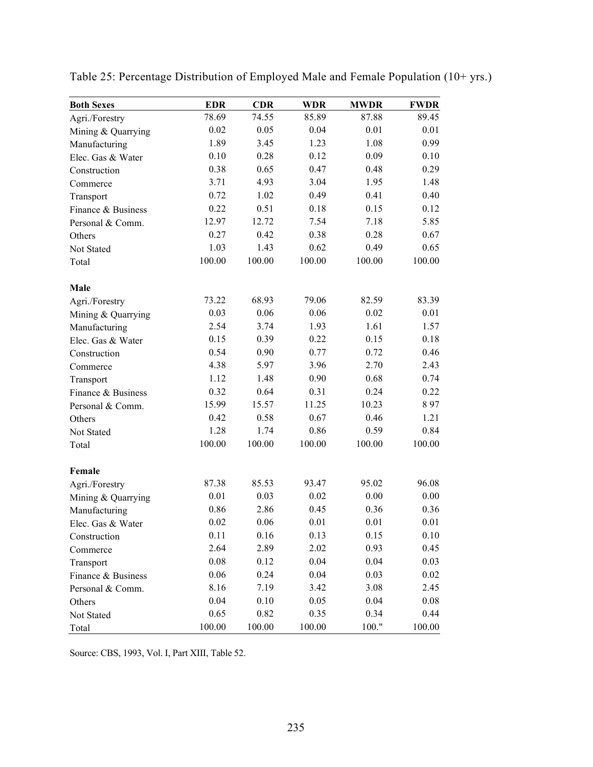Table 25: Percentage Distribution of Employed Male and Female Population (10+ yrs.)

| **Both Sexes** | **EDR** | **CDR** | **WDR** | **MWDR** | **FWDR** |
|---|---|---|---|---|---|
| Agri./Forestry | 78.69 | 74.55 | 85.89 | 87.88 | 89.45 |
| Mining & Quarrying | 0.02 | 0.05 | 0.04 | 0.01 | 0.01 |
| Manufacturing | 1.89 | 3.45 | 1.23 | 1.08 | 0.99 |
| Elec. Gas & Water | 0.10 | 0.28 | 0.12 | 0.09 | 0.10 |
| Construction | 0.38 | 0.65 | 0.47 | 0.48 | 0.29 |
| Commerce | 3.71 | 4.93 | 3.04 | 1.95 | 1.48 |
| Transport | 0.72 | 1.02 | 0.49 | 0.41 | 0.40 |
| Finance & Business | 0.22 | 0.51 | 0.18 | 0.15 | 0.12 |
| Personal & Comm. | 12.97 | 12.72 | 7.54 | 7.18 | 5.85 |
| Others | 0.27 | 0.42 | 0.38 | 0.28 | 0.67 |
| Not Stated | 1.03 | 1.43 | 0.62 | 0.49 | 0.65 |
| Total | 100.00 | 100.00 | 100.00 | 100.00 | 100.00 |
| | | | | | |
| **Male** | | | | | |
| Agri./Forestry | 73.22 | 68.93 | 79.06 | 82.59 | 83.39 |
| Mining & Quarrying | 0.03 | 0.06 | 0.06 | 0.02 | 0.01 |
| Manufacturing | 2.54 | 3.74 | 1.93 | 1.61 | 1.57 |
| Elec. Gas & Water | 0.15 | 0.39 | 0.22 | 0.15 | 0.18 |
| Construction | 0.54 | 0.90 | 0.77 | 0.72 | 0.46 |
| Commerce | 4.38 | 5.97 | 3.96 | 2.70 | 2.43 |
| Transport | 1.12 | 1.48 | 0.90 | 0.68 | 0.74 |
| Finance & Business | 0.32 | 0.64 | 0.31 | 0.24 | 0.22 |
| Personal & Comm. | 15.99 | 15.57 | 11.25 | 10.23 | 8 97 |
| Others | 0.42 | 0.58 | 0.67 | 0.46 | 1.21 |
| Not Stated | 1.28 | 1.74 | 0.86 | 0.59 | 0.84 |
| Total | 100.00 | 100.00 | 100.00 | 100.00 | 100.00 |
| | | | | | |
| **Female** | | | | | |
| Agri./Forestry | 87.38 | 85.53 | 93.47 | 95.02 | 96.08 |
| Mining & Quarrying | 0.01 | 0.03 | 0.02 | 0.00 | 0.00 |
| Manufacturing | 0.86 | 2.86 | 0.45 | 0.36 | 0.36 |
| Elec. Gas & Water | 0.02 | 0.06 | 0.01 | 0.01 | 0.01 |
| Construction | 0.11 | 0.16 | 0.13 | 0.15 | 0.10 |
| Commerce | 2.64 | 2.89 | 2.02 | 0.93 | 0.45 |
| Transport | 0.08 | 0.12 | 0.04 | 0.04 | 0.03 |
| Finance & Business | 0.06 | 0.24 | 0.04 | 0.03 | 0.02 |
| Personal & Comm. | 8.16 | 7.19 | 3.42 | 3.08 | 2.45 |
| Others | 0.04 | 0.10 | 0.05 | 0.04 | 0.08 |
| Not Stated | 0.65 | 0.82 | 0.35 | 0.34 | 0.44 |
| Total | 100.00 | 100.00 | 100.00 | 100." | 100.00 |

Source: CBS, 1993, Vol. I, Part XIII, Table 52.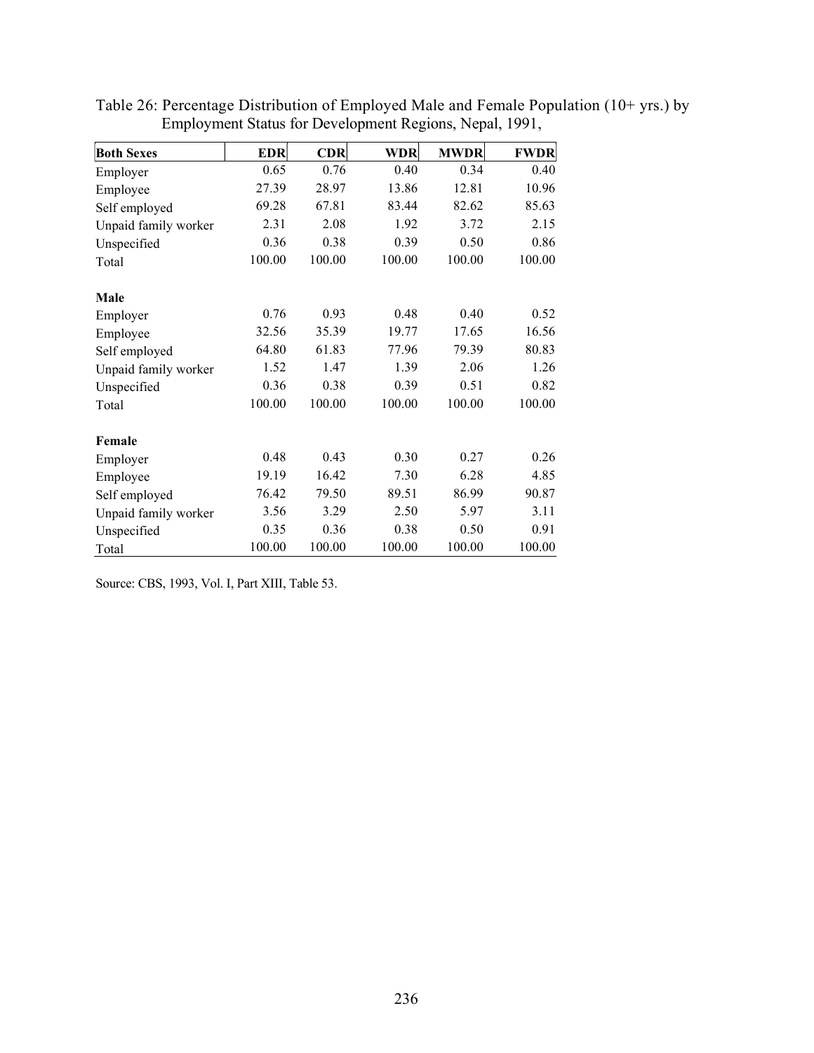Table 26: Percentage Distribution of Employed Male and Female Population (10+ yrs.) by Employment Status for Development Regions, Nepal, 1991,

| **Both Sexes** | **EDR** | **CDR** | **WDR** | **MWDR** | **FWDR** |
|---|---|---|---|---|---|
| Employer | 0.65 | 0.76 | 0.40 | 0.34 | 0.40 |
| Employee | 27.39 | 28.97 | 13.86 | 12.81 | 10.96 |
| Self employed | 69.28 | 67.81 | 83.44 | 82.62 | 85.63 |
| Unpaid family worker | 2.31 | 2.08 | 1.92 | 3.72 | 2.15 |
| Unspecified | 0.36 | 0.38 | 0.39 | 0.50 | 0.86 |
| Total | 100.00 | 100.00 | 100.00 | 100.00 | 100.00 |
| **Male** | | | | | |
| Employer | 0.76 | 0.93 | 0.48 | 0.40 | 0.52 |
| Employee | 32.56 | 35.39 | 19.77 | 17.65 | 16.56 |
| Self employed | 64.80 | 61.83 | 77.96 | 79.39 | 80.83 |
| Unpaid family worker | 1.52 | 1.47 | 1.39 | 2.06 | 1.26 |
| Unspecified | 0.36 | 0.38 | 0.39 | 0.51 | 0.82 |
| Total | 100.00 | 100.00 | 100.00 | 100.00 | 100.00 |
| **Female** | | | | | |
| Employer | 0.48 | 0.43 | 0.30 | 0.27 | 0.26 |
| Employee | 19.19 | 16.42 | 7.30 | 6.28 | 4.85 |
| Self employed | 76.42 | 79.50 | 89.51 | 86.99 | 90.87 |
| Unpaid family worker | 3.56 | 3.29 | 2.50 | 5.97 | 3.11 |
| Unspecified | 0.35 | 0.36 | 0.38 | 0.50 | 0.91 |
| Total | 100.00 | 100.00 | 100.00 | 100.00 | 100.00 |

Source: CBS, 1993, Vol. I, Part XIII, Table 53.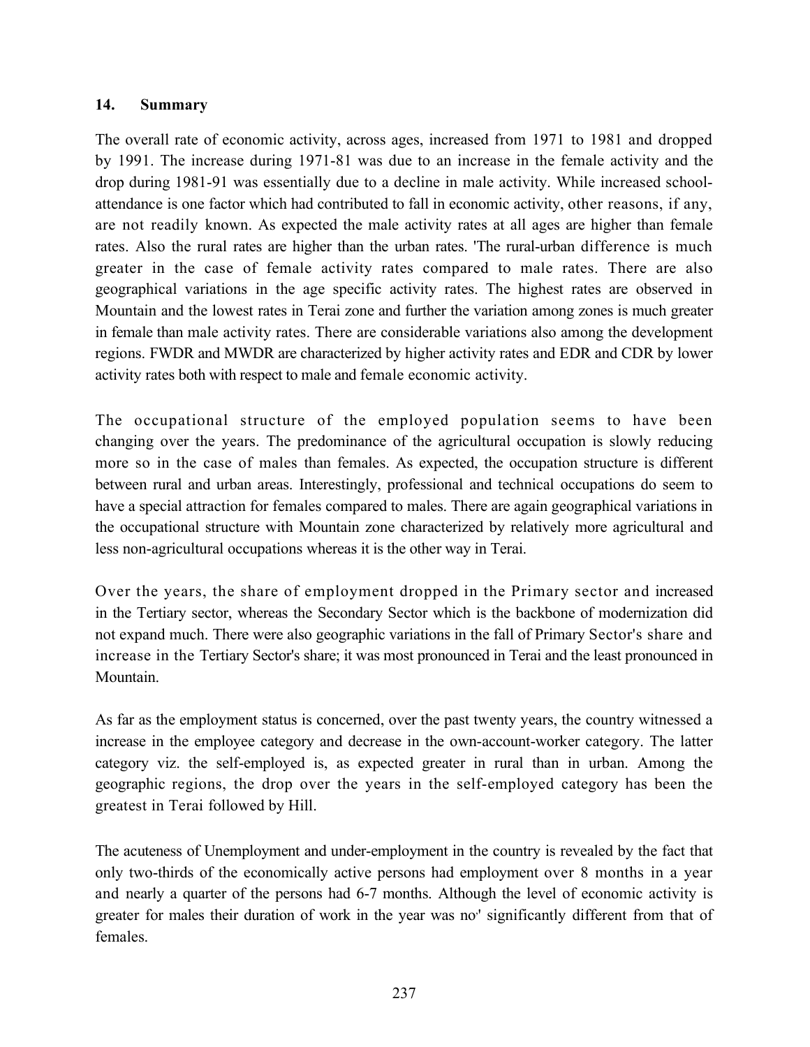## 14. Summary

The overall rate of economic activity, across ages, increased from 1971 to 1981 and dropped by 1991. The increase during 1971-81 was due to an increase in the female activity and the drop during 1981-91 was essentially due to a decline in male activity. While increased school-attendance is one factor which had contributed to fall in economic activity, other reasons, if any, are not readily known. As expected the male activity rates at all ages are higher than female rates. Also the rural rates are higher than the urban rates. 'The rural-urban difference is much greater in the case of female activity rates compared to male rates. There are also geographical variations in the age specific activity rates. The highest rates are observed in Mountain and the lowest rates in Terai zone and further the variation among zones is much greater in female than male activity rates. There are considerable variations also among the development regions. FWDR and MWDR are characterized by higher activity rates and EDR and CDR by lower activity rates both with respect to male and female economic activity.

The occupational structure of the employed population seems to have been changing over the years. The predominance of the agricultural occupation is slowly reducing more so in the case of males than females. As expected, the occupation structure is different between rural and urban areas. Interestingly, professional and technical occupations do seem to have a special attraction for females compared to males. There are again geographical variations in the occupational structure with Mountain zone characterized by relatively more agricultural and less non-agricultural occupations whereas it is the other way in Terai.

Over the years, the share of employment dropped in the Primary sector and increased in the Tertiary sector, whereas the Secondary Sector which is the backbone of modernization did not expand much. There were also geographic variations in the fall of Primary Sector's share and increase in the Tertiary Sector's share; it was most pronounced in Terai and the least pronounced in Mountain.

As far as the employment status is concerned, over the past twenty years, the country witnessed a increase in the employee category and decrease in the own-account-worker category. The latter category viz. the self-employed is, as expected greater in rural than in urban. Among the geographic regions, the drop over the years in the self-employed category has been the greatest in Terai followed by Hill.

The acuteness of Unemployment and under-employment in the country is revealed by the fact that only two-thirds of the economically active persons had employment over 8 months in a year and nearly a quarter of the persons had 6-7 months. Although the level of economic activity is greater for males their duration of work in the year was no' significantly different from that of females.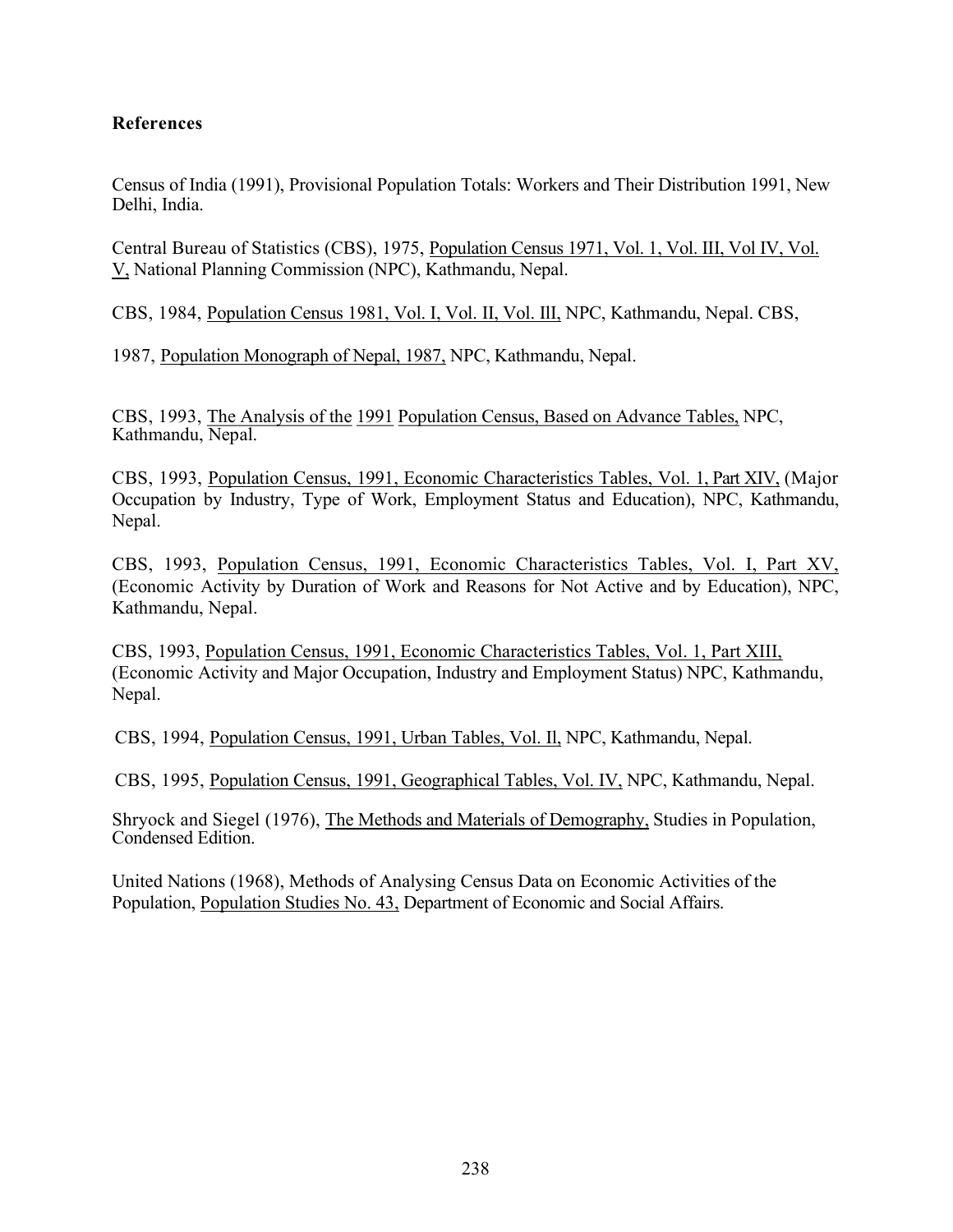**References**

Census of India (1991), Provisional Population Totals: Workers and Their Distribution 1991, New Delhi, India.

Central Bureau of Statistics (CBS), 1975, Population Census 1971, Vol. 1, Vol. III, Vol IV, Vol. V, National Planning Commission (NPC), Kathmandu, Nepal.

CBS, 1984, Population Census 1981, Vol. I, Vol. II, Vol. IlI, NPC, Kathmandu, Nepal. CBS,

1987, Population Monograph of Nepal, 1987, NPC, Kathmandu, Nepal.

CBS, 1993, The Analysis of the 1991 Population Census, Based on Advance Tables, NPC, Kathmandu, Nepal.

CBS, 1993, Population Census, 1991, Economic Characteristics Tables, Vol. 1, Part XIV, (Major Occupation by Industry, Type of Work, Employment Status and Education), NPC, Kathmandu, Nepal.

CBS, 1993, Population Census, 1991, Economic Characteristics Tables, Vol. I, Part XV, (Economic Activity by Duration of Work and Reasons for Not Active and by Education), NPC, Kathmandu, Nepal.

CBS, 1993, Population Census, 1991, Economic Characteristics Tables, Vol. 1, Part XIII, (Economic Activity and Major Occupation, Industry and Employment Status) NPC, Kathmandu, Nepal.

CBS, 1994, Population Census, 1991, Urban Tables, Vol. Il, NPC, Kathmandu, Nepal.

CBS, 1995, Population Census, 1991, Geographical Tables, Vol. IV, NPC, Kathmandu, Nepal.

Shryock and Siegel (1976), The Methods and Materials of Demography, Studies in Population, Condensed Edition.

United Nations (1968), Methods of Analysing Census Data on Economic Activities of the Population, Population Studies No. 43, Department of Economic and Social Affairs.